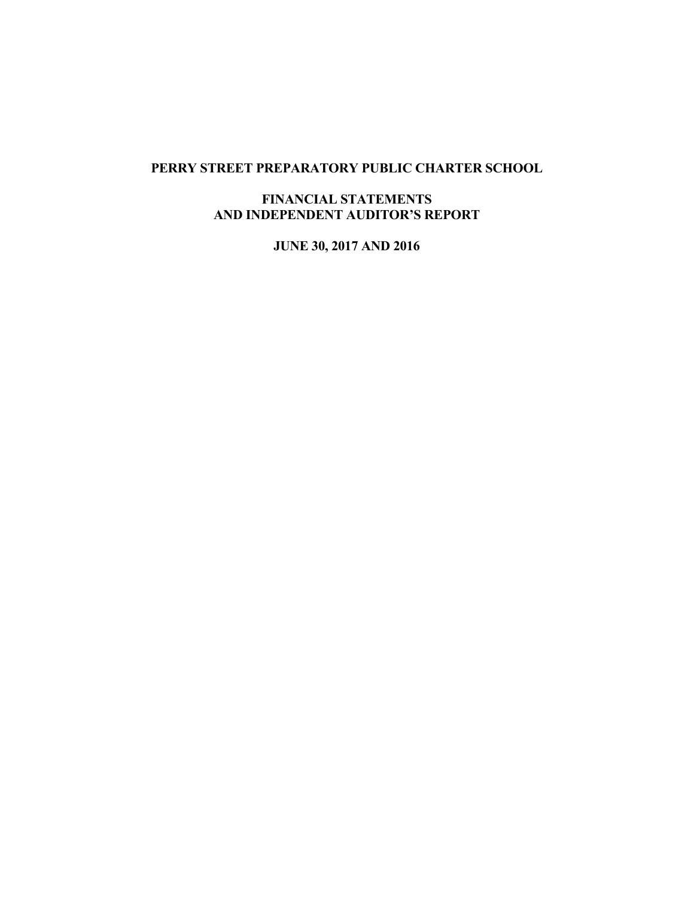# PERRY STREET PREPARATORY PUBLIC CHARTER SCHOOL

## FINANCIAL STATEMENTS AND INDEPENDENT AUDITOR'S REPORT

## JUNE 30, 2017 AND 2016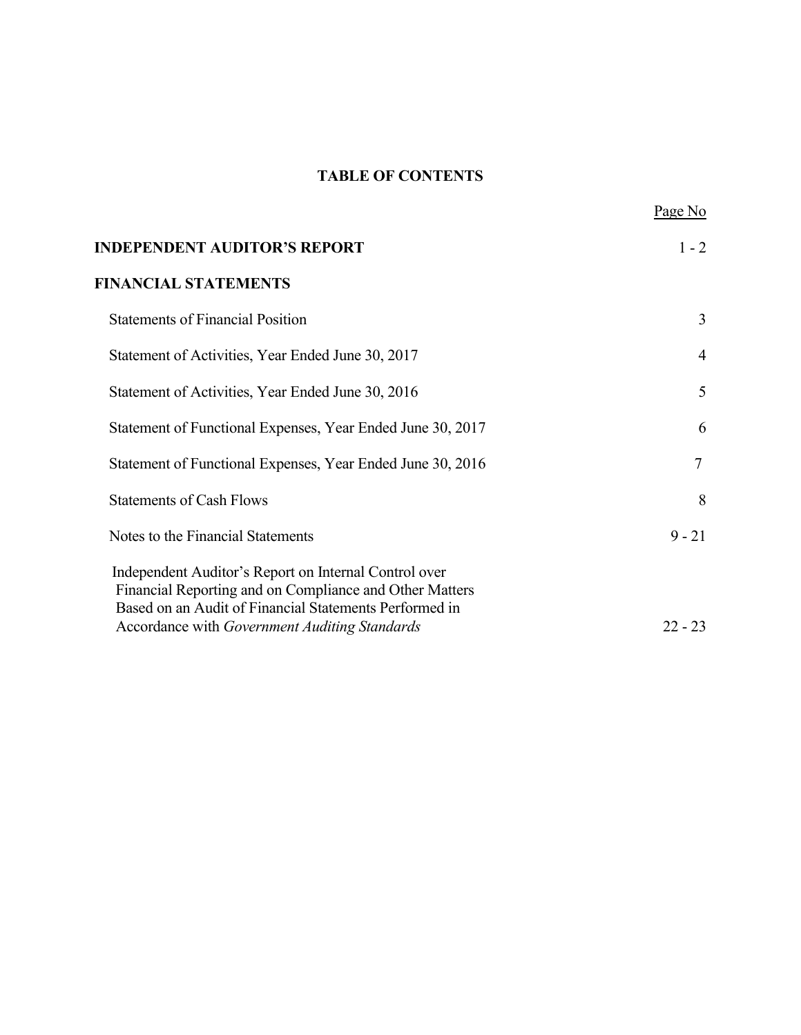# TABLE OF CONTENTS

| | Page No |
|---|---|
| **INDEPENDENT AUDITOR'S REPORT** | 1 - 2 |
| **FINANCIAL STATEMENTS** | |
| Statements of Financial Position | 3 |
| Statement of Activities, Year Ended June 30, 2017 | 4 |
| Statement of Activities, Year Ended June 30, 2016 | 5 |
| Statement of Functional Expenses, Year Ended June 30, 2017 | 6 |
| Statement of Functional Expenses, Year Ended June 30, 2016 | 7 |
| Statements of Cash Flows | 8 |
| Notes to the Financial Statements | 9 - 21 |
| Independent Auditor's Report on Internal Control over Financial Reporting and on Compliance and Other Matters Based on an Audit of Financial Statements Performed in Accordance with *Government Auditing Standards* | 22 - 23 |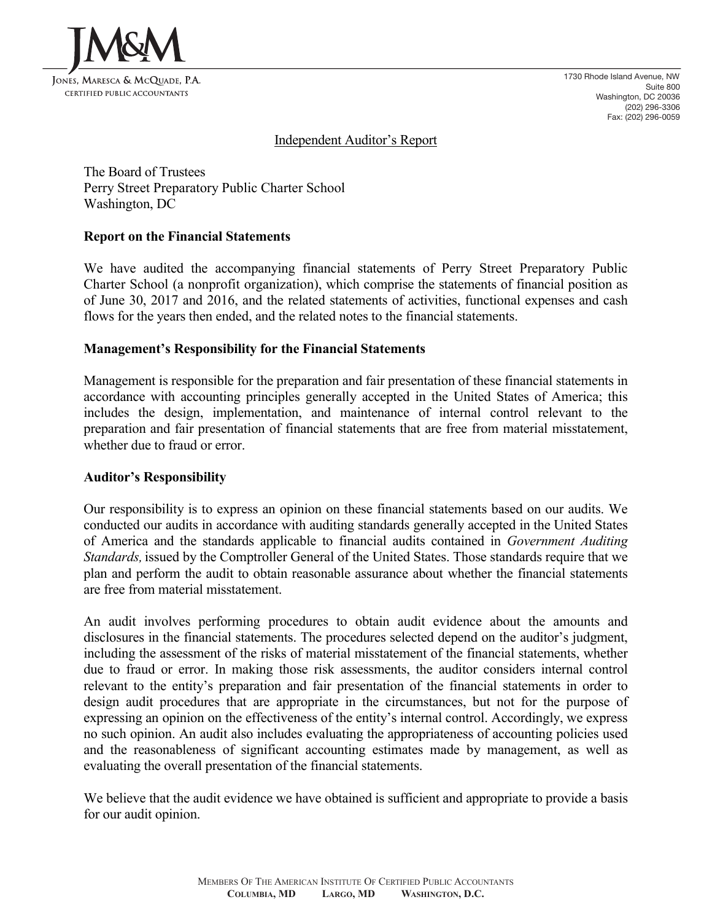JM&M

Jones, Maresca & McQuade, P.A.
Certified Public Accountants

1730 Rhode Island Avenue, NW
Suite 800
Washington, DC 20036
(202) 296-3306
Fax: (202) 296-0059

## Independent Auditor's Report

The Board of Trustees
Perry Street Preparatory Public Charter School
Washington, DC

### Report on the Financial Statements

We have audited the accompanying financial statements of Perry Street Preparatory Public Charter School (a nonprofit organization), which comprise the statements of financial position as of June 30, 2017 and 2016, and the related statements of activities, functional expenses and cash flows for the years then ended, and the related notes to the financial statements.

### Management's Responsibility for the Financial Statements

Management is responsible for the preparation and fair presentation of these financial statements in accordance with accounting principles generally accepted in the United States of America; this includes the design, implementation, and maintenance of internal control relevant to the preparation and fair presentation of financial statements that are free from material misstatement, whether due to fraud or error.

### Auditor's Responsibility

Our responsibility is to express an opinion on these financial statements based on our audits. We conducted our audits in accordance with auditing standards generally accepted in the United States of America and the standards applicable to financial audits contained in *Government Auditing Standards,* issued by the Comptroller General of the United States. Those standards require that we plan and perform the audit to obtain reasonable assurance about whether the financial statements are free from material misstatement.

An audit involves performing procedures to obtain audit evidence about the amounts and disclosures in the financial statements. The procedures selected depend on the auditor's judgment, including the assessment of the risks of material misstatement of the financial statements, whether due to fraud or error. In making those risk assessments, the auditor considers internal control relevant to the entity's preparation and fair presentation of the financial statements in order to design audit procedures that are appropriate in the circumstances, but not for the purpose of expressing an opinion on the effectiveness of the entity's internal control. Accordingly, we express no such opinion. An audit also includes evaluating the appropriateness of accounting policies used and the reasonableness of significant accounting estimates made by management, as well as evaluating the overall presentation of the financial statements.

We believe that the audit evidence we have obtained is sufficient and appropriate to provide a basis for our audit opinion.

Members Of The American Institute Of Certified Public Accountants
**Columbia, MD Largo, MD Washington, D.C.**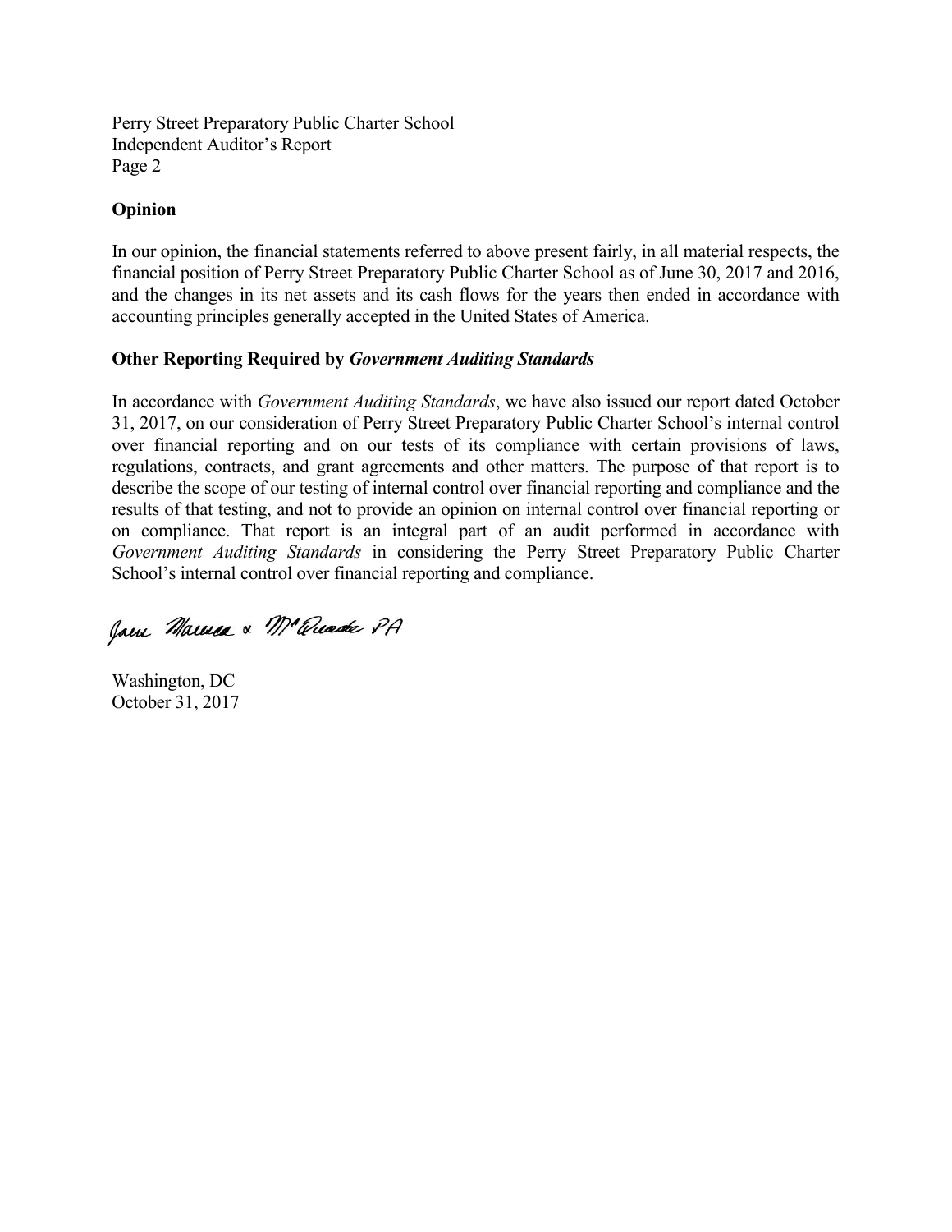## Opinion

In our opinion, the financial statements referred to above present fairly, in all material respects, the financial position of Perry Street Preparatory Public Charter School as of June 30, 2017 and 2016, and the changes in its net assets and its cash flows for the years then ended in accordance with accounting principles generally accepted in the United States of America.

## Other Reporting Required by *Government Auditing Standards*

In accordance with *Government Auditing Standards*, we have also issued our report dated October 31, 2017, on our consideration of Perry Street Preparatory Public Charter School's internal control over financial reporting and on our tests of its compliance with certain provisions of laws, regulations, contracts, and grant agreements and other matters. The purpose of that report is to describe the scope of our testing of internal control over financial reporting and compliance and the results of that testing, and not to provide an opinion on internal control over financial reporting or on compliance. That report is an integral part of an audit performed in accordance with *Government Auditing Standards* in considering the Perry Street Preparatory Public Charter School's internal control over financial reporting and compliance.

Jaen Marcus & McQuade PA

Washington, DC
October 31, 2017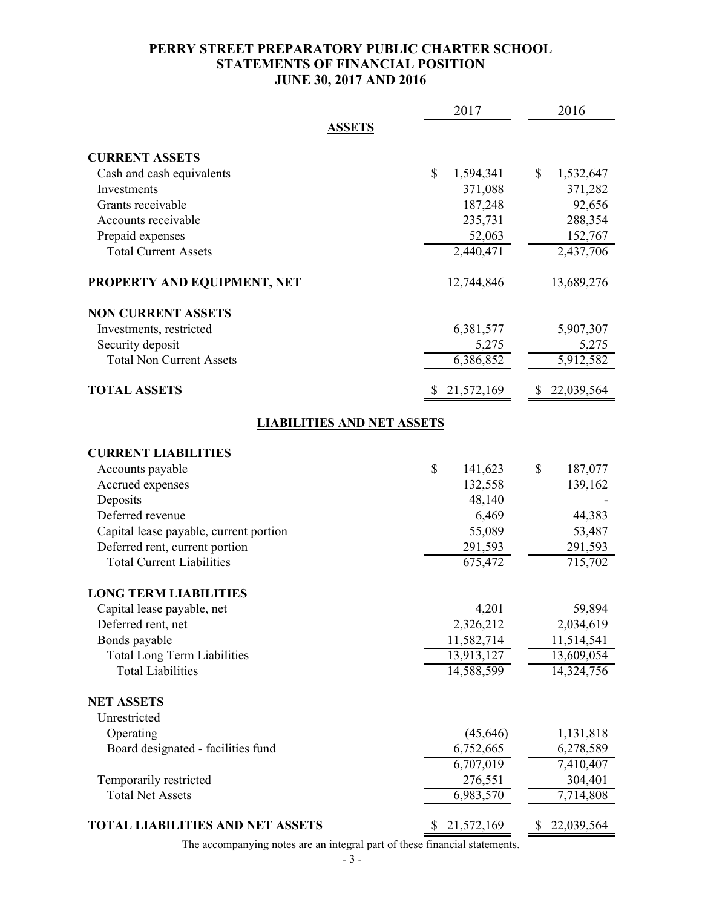# PERRY STREET PREPARATORY PUBLIC CHARTER SCHOOL
## STATEMENTS OF FINANCIAL POSITION
## JUNE 30, 2017 AND 2016

| | 2017 | 2016 |
|---|---|---|
| **ASSETS** | | |
| **CURRENT ASSETS** | | |
| Cash and cash equivalents | $ 1,594,341 | $ 1,532,647 |
| Investments | 371,088 | 371,282 |
| Grants receivable | 187,248 | 92,656 |
| Accounts receivable | 235,731 | 288,354 |
| Prepaid expenses | 52,063 | 152,767 |
| Total Current Assets | 2,440,471 | 2,437,706 |
| **PROPERTY AND EQUIPMENT, NET** | 12,744,846 | 13,689,276 |
| **NON CURRENT ASSETS** | | |
| Investments, restricted | 6,381,577 | 5,907,307 |
| Security deposit | 5,275 | 5,275 |
| Total Non Current Assets | 6,386,852 | 5,912,582 |
| **TOTAL ASSETS** | $ 21,572,169 | $ 22,039,564 |
| **LIABILITIES AND NET ASSETS** | | |
| **CURRENT LIABILITIES** | | |
| Accounts payable | $ 141,623 | $ 187,077 |
| Accrued expenses | 132,558 | 139,162 |
| Deposits | 48,140 | - |
| Deferred revenue | 6,469 | 44,383 |
| Capital lease payable, current portion | 55,089 | 53,487 |
| Deferred rent, current portion | 291,593 | 291,593 |
| Total Current Liabilities | 675,472 | 715,702 |
| **LONG TERM LIABILITIES** | | |
| Capital lease payable, net | 4,201 | 59,894 |
| Deferred rent, net | 2,326,212 | 2,034,619 |
| Bonds payable | 11,582,714 | 11,514,541 |
| Total Long Term Liabilities | 13,913,127 | 13,609,054 |
| Total Liabilities | 14,588,599 | 14,324,756 |
| **NET ASSETS** | | |
| Unrestricted | | |
| Operating | (45,646) | 1,131,818 |
| Board designated - facilities fund | 6,752,665 | 6,278,589 |
| | 6,707,019 | 7,410,407 |
| Temporarily restricted | 276,551 | 304,401 |
| Total Net Assets | 6,983,570 | 7,714,808 |
| **TOTAL LIABILITIES AND NET ASSETS** | $ 21,572,169 | $ 22,039,564 |

The accompanying notes are an integral part of these financial statements.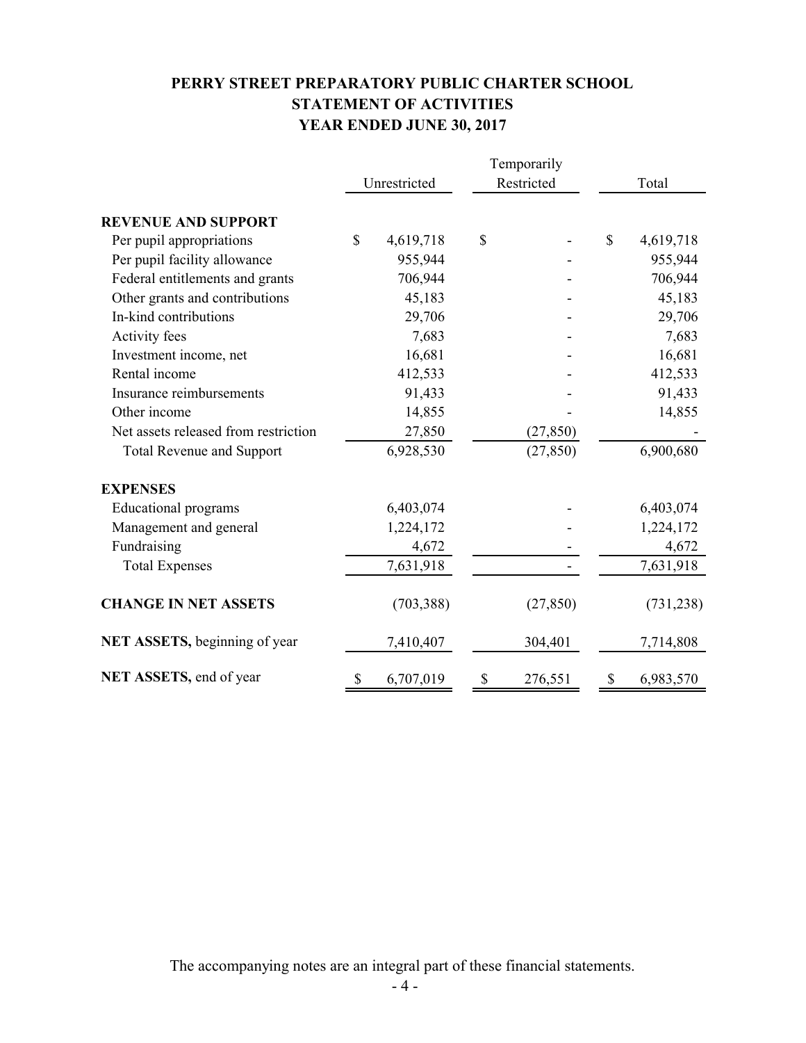# PERRY STREET PREPARATORY PUBLIC CHARTER SCHOOL
## STATEMENT OF ACTIVITIES
## YEAR ENDED JUNE 30, 2017

| | Unrestricted | Temporarily Restricted | Total |
|---|---|---|---|
| **REVENUE AND SUPPORT** | | | |
| Per pupil appropriations | $ 4,619,718 | $ - | $ 4,619,718 |
| Per pupil facility allowance | 955,944 | - | 955,944 |
| Federal entitlements and grants | 706,944 | - | 706,944 |
| Other grants and contributions | 45,183 | - | 45,183 |
| In-kind contributions | 29,706 | - | 29,706 |
| Activity fees | 7,683 | - | 7,683 |
| Investment income, net | 16,681 | - | 16,681 |
| Rental income | 412,533 | - | 412,533 |
| Insurance reimbursements | 91,433 | - | 91,433 |
| Other income | 14,855 | - | 14,855 |
| Net assets released from restriction | 27,850 | (27,850) | - |
| Total Revenue and Support | 6,928,530 | (27,850) | 6,900,680 |
| **EXPENSES** | | | |
| Educational programs | 6,403,074 | - | 6,403,074 |
| Management and general | 1,224,172 | - | 1,224,172 |
| Fundraising | 4,672 | - | 4,672 |
| Total Expenses | 7,631,918 | - | 7,631,918 |
| **CHANGE IN NET ASSETS** | (703,388) | (27,850) | (731,238) |
| **NET ASSETS,** beginning of year | 7,410,407 | 304,401 | 7,714,808 |
| **NET ASSETS,** end of year | $ 6,707,019 | $ 276,551 | $ 6,983,570 |

The accompanying notes are an integral part of these financial statements.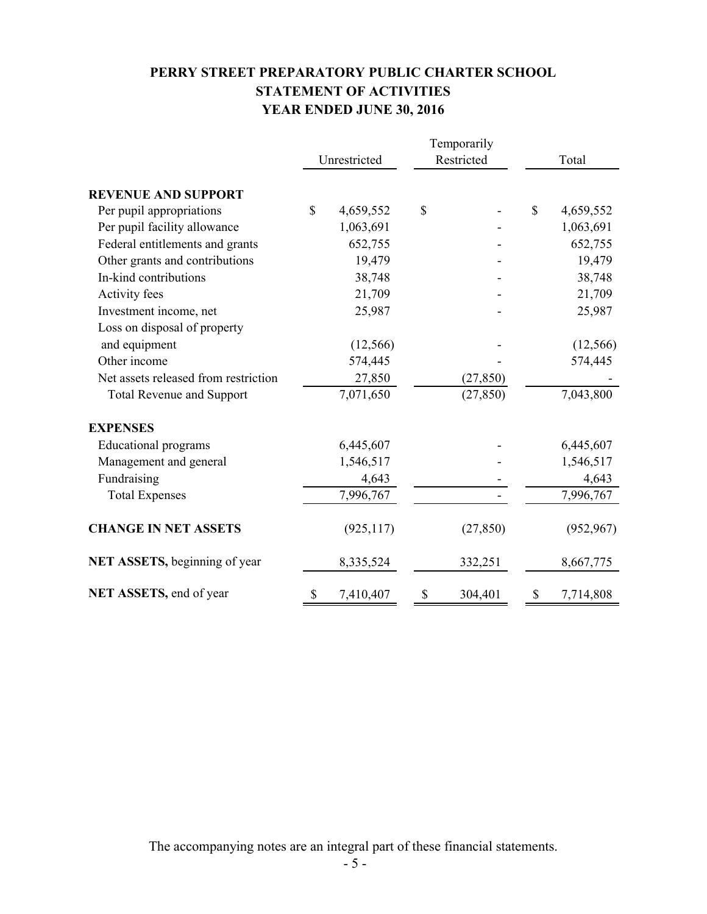# PERRY STREET PREPARATORY PUBLIC CHARTER SCHOOL
## STATEMENT OF ACTIVITIES
### YEAR ENDED JUNE 30, 2016

| | Unrestricted | Temporarily Restricted | Total |
|---|---|---|---|
| **REVENUE AND SUPPORT** | | | |
| Per pupil appropriations | $ 4,659,552 | $ - | $ 4,659,552 |
| Per pupil facility allowance | 1,063,691 | - | 1,063,691 |
| Federal entitlements and grants | 652,755 | - | 652,755 |
| Other grants and contributions | 19,479 | - | 19,479 |
| In-kind contributions | 38,748 | - | 38,748 |
| Activity fees | 21,709 | - | 21,709 |
| Investment income, net | 25,987 | - | 25,987 |
| Loss on disposal of property and equipment | (12,566) | - | (12,566) |
| Other income | 574,445 | - | 574,445 |
| Net assets released from restriction | 27,850 | (27,850) | - |
| Total Revenue and Support | 7,071,650 | (27,850) | 7,043,800 |
| **EXPENSES** | | | |
| Educational programs | 6,445,607 | - | 6,445,607 |
| Management and general | 1,546,517 | - | 1,546,517 |
| Fundraising | 4,643 | - | 4,643 |
| Total Expenses | 7,996,767 | - | 7,996,767 |
| **CHANGE IN NET ASSETS** | (925,117) | (27,850) | (952,967) |
| **NET ASSETS,** beginning of year | 8,335,524 | 332,251 | 8,667,775 |
| **NET ASSETS,** end of year | $ 7,410,407 | $ 304,401 | $ 7,714,808 |

The accompanying notes are an integral part of these financial statements.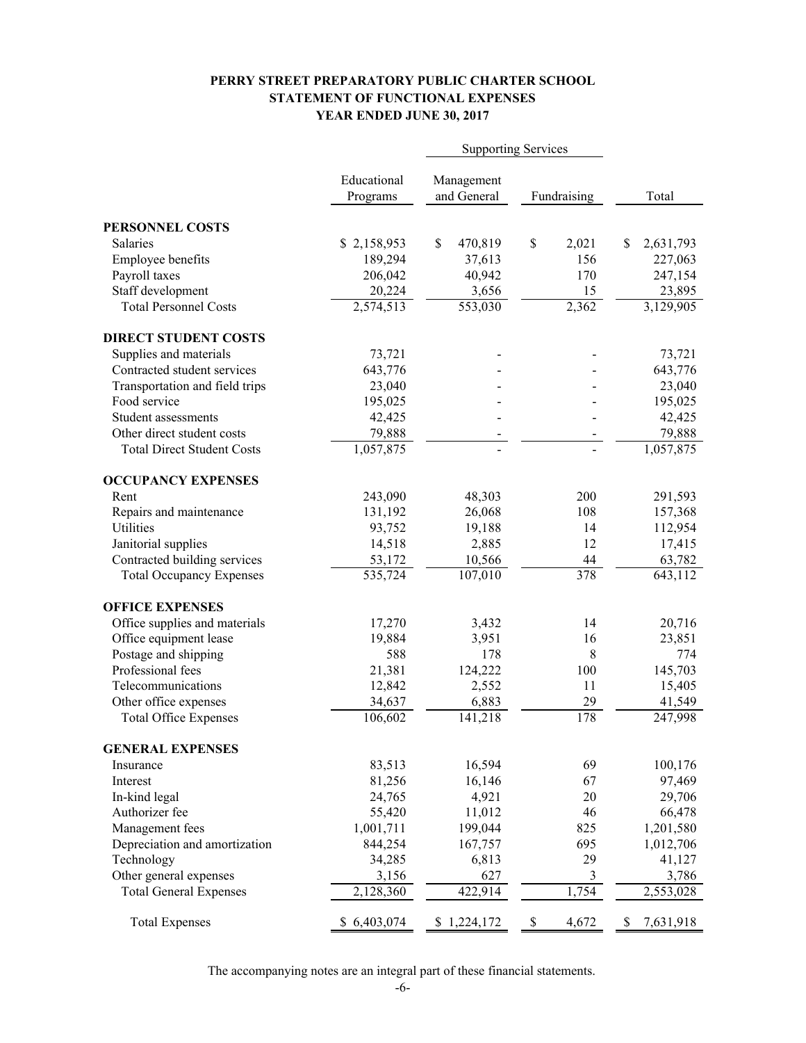# PERRY STREET PREPARATORY PUBLIC CHARTER SCHOOL
## STATEMENT OF FUNCTIONAL EXPENSES
### YEAR ENDED JUNE 30, 2017

| | | Supporting Services | | |
|---|---|---|---|---|
| | Educational Programs | Management and General | Fundraising | Total |
| **PERSONNEL COSTS** | | | | |
| Salaries | $ 2,158,953 | $ 470,819 | $ 2,021 | $ 2,631,793 |
| Employee benefits | 189,294 | 37,613 | 156 | 227,063 |
| Payroll taxes | 206,042 | 40,942 | 170 | 247,154 |
| Staff development | 20,224 | 3,656 | 15 | 23,895 |
| Total Personnel Costs | 2,574,513 | 553,030 | 2,362 | 3,129,905 |
| **DIRECT STUDENT COSTS** | | | | |
| Supplies and materials | 73,721 | - | - | 73,721 |
| Contracted student services | 643,776 | - | - | 643,776 |
| Transportation and field trips | 23,040 | - | - | 23,040 |
| Food service | 195,025 | - | - | 195,025 |
| Student assessments | 42,425 | - | - | 42,425 |
| Other direct student costs | 79,888 | - | - | 79,888 |
| Total Direct Student Costs | 1,057,875 | - | - | 1,057,875 |
| **OCCUPANCY EXPENSES** | | | | |
| Rent | 243,090 | 48,303 | 200 | 291,593 |
| Repairs and maintenance | 131,192 | 26,068 | 108 | 157,368 |
| Utilities | 93,752 | 19,188 | 14 | 112,954 |
| Janitorial supplies | 14,518 | 2,885 | 12 | 17,415 |
| Contracted building services | 53,172 | 10,566 | 44 | 63,782 |
| Total Occupancy Expenses | 535,724 | 107,010 | 378 | 643,112 |
| **OFFICE EXPENSES** | | | | |
| Office supplies and materials | 17,270 | 3,432 | 14 | 20,716 |
| Office equipment lease | 19,884 | 3,951 | 16 | 23,851 |
| Postage and shipping | 588 | 178 | 8 | 774 |
| Professional fees | 21,381 | 124,222 | 100 | 145,703 |
| Telecommunications | 12,842 | 2,552 | 11 | 15,405 |
| Other office expenses | 34,637 | 6,883 | 29 | 41,549 |
| Total Office Expenses | 106,602 | 141,218 | 178 | 247,998 |
| **GENERAL EXPENSES** | | | | |
| Insurance | 83,513 | 16,594 | 69 | 100,176 |
| Interest | 81,256 | 16,146 | 67 | 97,469 |
| In-kind legal | 24,765 | 4,921 | 20 | 29,706 |
| Authorizer fee | 55,420 | 11,012 | 46 | 66,478 |
| Management fees | 1,001,711 | 199,044 | 825 | 1,201,580 |
| Depreciation and amortization | 844,254 | 167,757 | 695 | 1,012,706 |
| Technology | 34,285 | 6,813 | 29 | 41,127 |
| Other general expenses | 3,156 | 627 | 3 | 3,786 |
| Total General Expenses | 2,128,360 | 422,914 | 1,754 | 2,553,028 |
| Total Expenses | $ 6,403,074 | $ 1,224,172 | $ 4,672 | $ 7,631,918 |

The accompanying notes are an integral part of these financial statements.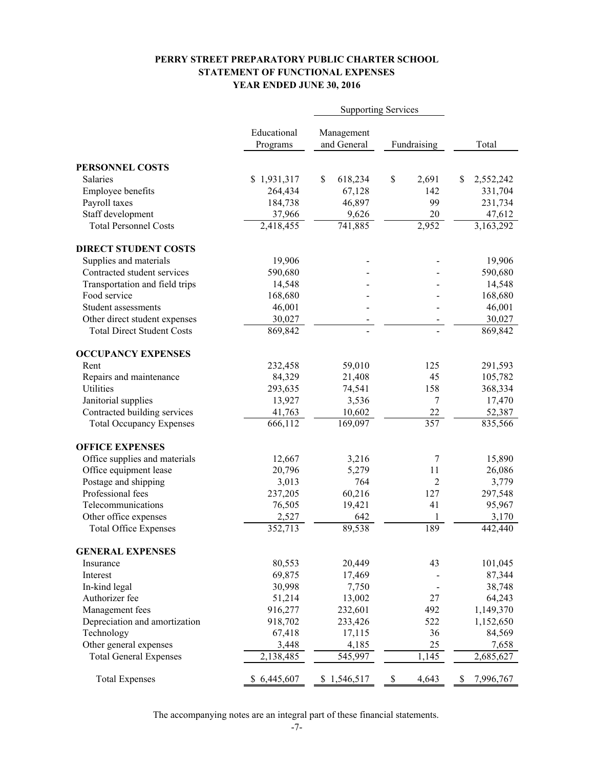**PERRY STREET PREPARATORY PUBLIC CHARTER SCHOOL**
**STATEMENT OF FUNCTIONAL EXPENSES**
**YEAR ENDED JUNE 30, 2016**

| | | Supporting Services | | |
|---|---|---|---|---|
| | Educational Programs | Management and General | Fundraising | Total |
| **PERSONNEL COSTS** | | | | |
| Salaries | $ 1,931,317 | $ 618,234 | $ 2,691 | $ 2,552,242 |
| Employee benefits | 264,434 | 67,128 | 142 | 331,704 |
| Payroll taxes | 184,738 | 46,897 | 99 | 231,734 |
| Staff development | 37,966 | 9,626 | 20 | 47,612 |
| Total Personnel Costs | 2,418,455 | 741,885 | 2,952 | 3,163,292 |
| **DIRECT STUDENT COSTS** | | | | |
| Supplies and materials | 19,906 | - | - | 19,906 |
| Contracted student services | 590,680 | - | - | 590,680 |
| Transportation and field trips | 14,548 | - | - | 14,548 |
| Food service | 168,680 | - | - | 168,680 |
| Student assessments | 46,001 | - | - | 46,001 |
| Other direct student expenses | 30,027 | - | - | 30,027 |
| Total Direct Student Costs | 869,842 | - | - | 869,842 |
| **OCCUPANCY EXPENSES** | | | | |
| Rent | 232,458 | 59,010 | 125 | 291,593 |
| Repairs and maintenance | 84,329 | 21,408 | 45 | 105,782 |
| Utilities | 293,635 | 74,541 | 158 | 368,334 |
| Janitorial supplies | 13,927 | 3,536 | 7 | 17,470 |
| Contracted building services | 41,763 | 10,602 | 22 | 52,387 |
| Total Occupancy Expenses | 666,112 | 169,097 | 357 | 835,566 |
| **OFFICE EXPENSES** | | | | |
| Office supplies and materials | 12,667 | 3,216 | 7 | 15,890 |
| Office equipment lease | 20,796 | 5,279 | 11 | 26,086 |
| Postage and shipping | 3,013 | 764 | 2 | 3,779 |
| Professional fees | 237,205 | 60,216 | 127 | 297,548 |
| Telecommunications | 76,505 | 19,421 | 41 | 95,967 |
| Other office expenses | 2,527 | 642 | 1 | 3,170 |
| Total Office Expenses | 352,713 | 89,538 | 189 | 442,440 |
| **GENERAL EXPENSES** | | | | |
| Insurance | 80,553 | 20,449 | 43 | 101,045 |
| Interest | 69,875 | 17,469 | - | 87,344 |
| In-kind legal | 30,998 | 7,750 | - | 38,748 |
| Authorizer fee | 51,214 | 13,002 | 27 | 64,243 |
| Management fees | 916,277 | 232,601 | 492 | 1,149,370 |
| Depreciation and amortization | 918,702 | 233,426 | 522 | 1,152,650 |
| Technology | 67,418 | 17,115 | 36 | 84,569 |
| Other general expenses | 3,448 | 4,185 | 25 | 7,658 |
| Total General Expenses | 2,138,485 | 545,997 | 1,145 | 2,685,627 |
| Total Expenses | $ 6,445,607 | $ 1,546,517 | $ 4,643 | $ 7,996,767 |

The accompanying notes are an integral part of these financial statements.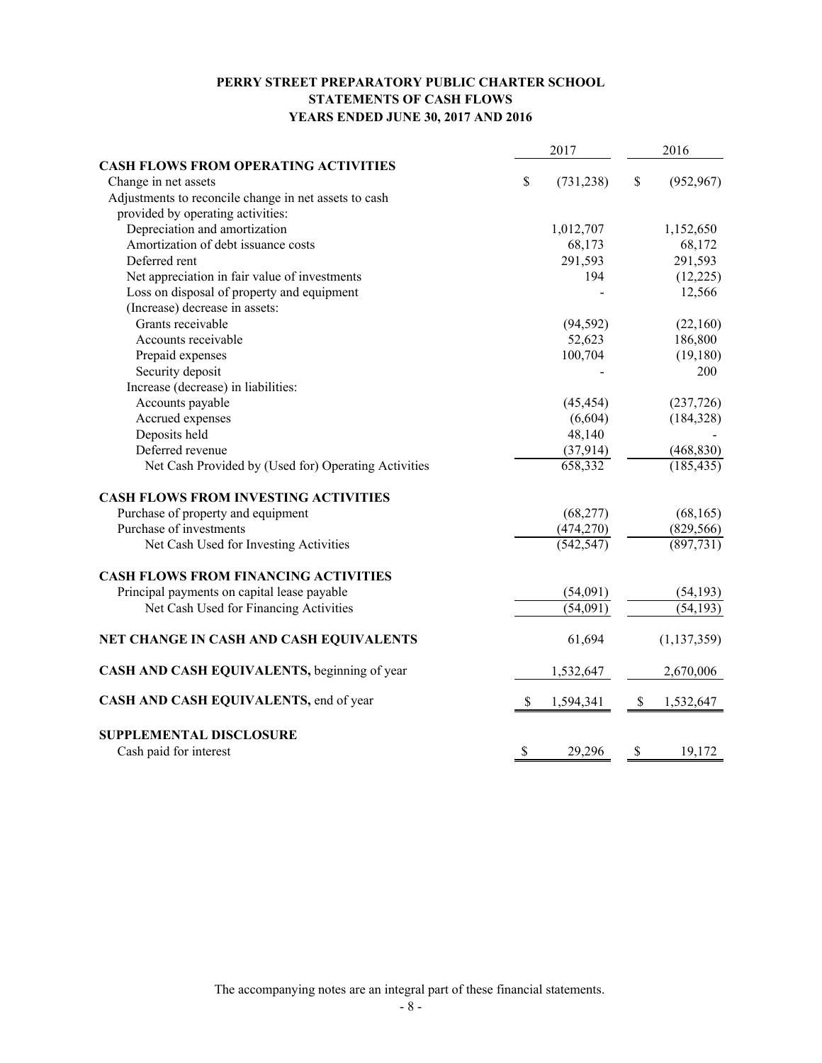# PERRY STREET PREPARATORY PUBLIC CHARTER SCHOOL
## STATEMENTS OF CASH FLOWS
### YEARS ENDED JUNE 30, 2017 AND 2016

| | 2017 | 2016 |
|---|---|---|
| **CASH FLOWS FROM OPERATING ACTIVITIES** | | |
| Change in net assets | $ (731,238) | $ (952,967) |
| Adjustments to reconcile change in net assets to cash provided by operating activities: | | |
| Depreciation and amortization | 1,012,707 | 1,152,650 |
| Amortization of debt issuance costs | 68,173 | 68,172 |
| Deferred rent | 291,593 | 291,593 |
| Net appreciation in fair value of investments | 194 | (12,225) |
| Loss on disposal of property and equipment | - | 12,566 |
| (Increase) decrease in assets: | | |
| Grants receivable | (94,592) | (22,160) |
| Accounts receivable | 52,623 | 186,800 |
| Prepaid expenses | 100,704 | (19,180) |
| Security deposit | - | 200 |
| Increase (decrease) in liabilities: | | |
| Accounts payable | (45,454) | (237,726) |
| Accrued expenses | (6,604) | (184,328) |
| Deposits held | 48,140 | - |
| Deferred revenue | (37,914) | (468,830) |
| Net Cash Provided by (Used for) Operating Activities | 658,332 | (185,435) |
| **CASH FLOWS FROM INVESTING ACTIVITIES** | | |
| Purchase of property and equipment | (68,277) | (68,165) |
| Purchase of investments | (474,270) | (829,566) |
| Net Cash Used for Investing Activities | (542,547) | (897,731) |
| **CASH FLOWS FROM FINANCING ACTIVITIES** | | |
| Principal payments on capital lease payable | (54,091) | (54,193) |
| Net Cash Used for Financing Activities | (54,091) | (54,193) |
| **NET CHANGE IN CASH AND CASH EQUIVALENTS** | 61,694 | (1,137,359) |
| **CASH AND CASH EQUIVALENTS,** beginning of year | 1,532,647 | 2,670,006 |
| **CASH AND CASH EQUIVALENTS,** end of year | $ 1,594,341 | $ 1,532,647 |
| **SUPPLEMENTAL DISCLOSURE** | | |
| Cash paid for interest | $ 29,296 | $ 19,172 |

The accompanying notes are an integral part of these financial statements.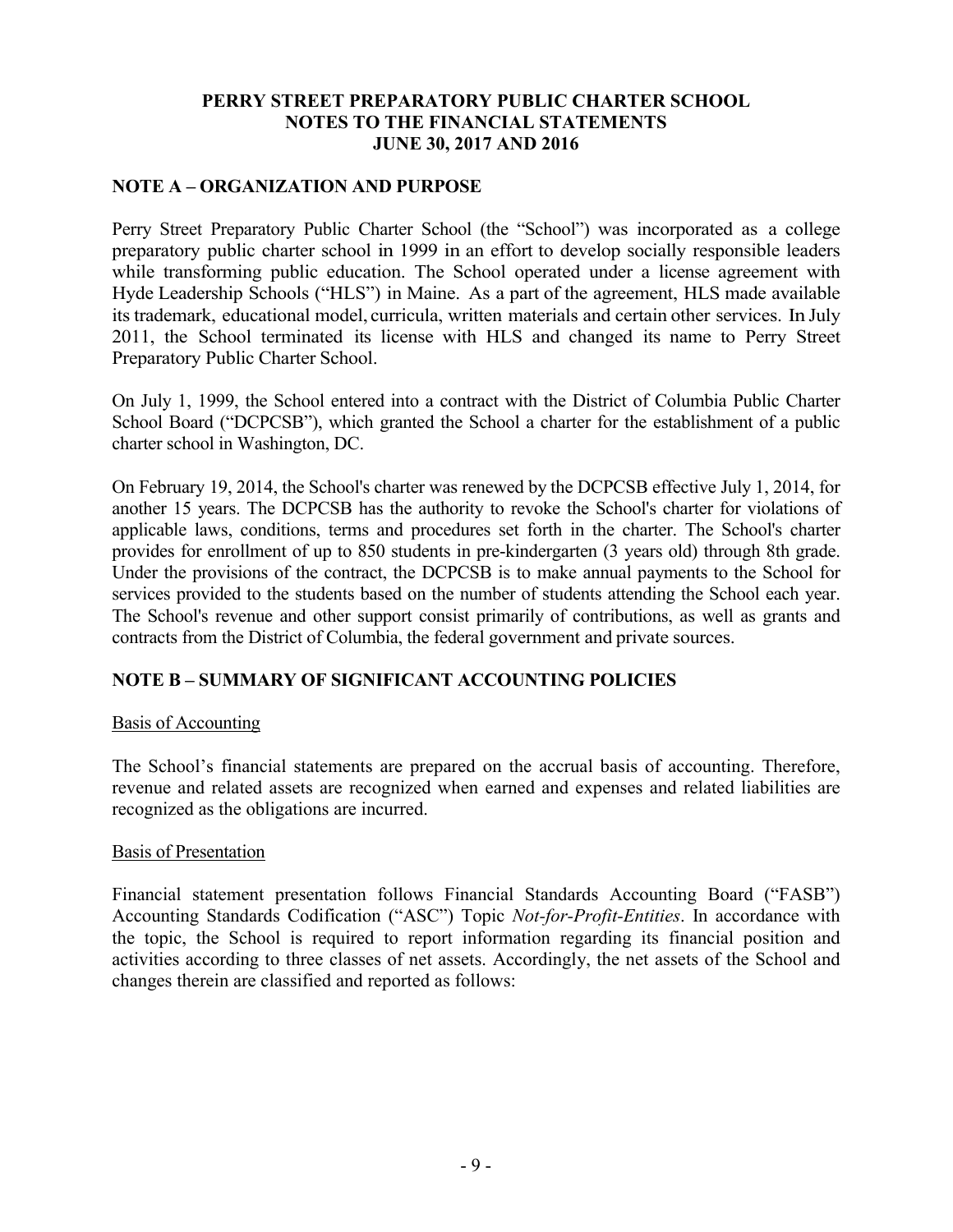# PERRY STREET PREPARATORY PUBLIC CHARTER SCHOOL
# NOTES TO THE FINANCIAL STATEMENTS
# JUNE 30, 2017 AND 2016

## NOTE A – ORGANIZATION AND PURPOSE

Perry Street Preparatory Public Charter School (the "School") was incorporated as a college preparatory public charter school in 1999 in an effort to develop socially responsible leaders while transforming public education. The School operated under a license agreement with Hyde Leadership Schools ("HLS") in Maine. As a part of the agreement, HLS made available its trademark, educational model, curricula, written materials and certain other services. In July 2011, the School terminated its license with HLS and changed its name to Perry Street Preparatory Public Charter School.

On July 1, 1999, the School entered into a contract with the District of Columbia Public Charter School Board ("DCPCSB"), which granted the School a charter for the establishment of a public charter school in Washington, DC.

On February 19, 2014, the School's charter was renewed by the DCPCSB effective July 1, 2014, for another 15 years. The DCPCSB has the authority to revoke the School's charter for violations of applicable laws, conditions, terms and procedures set forth in the charter. The School's charter provides for enrollment of up to 850 students in pre-kindergarten (3 years old) through 8th grade. Under the provisions of the contract, the DCPCSB is to make annual payments to the School for services provided to the students based on the number of students attending the School each year. The School's revenue and other support consist primarily of contributions, as well as grants and contracts from the District of Columbia, the federal government and private sources.

## NOTE B – SUMMARY OF SIGNIFICANT ACCOUNTING POLICIES

### Basis of Accounting

The School's financial statements are prepared on the accrual basis of accounting. Therefore, revenue and related assets are recognized when earned and expenses and related liabilities are recognized as the obligations are incurred.

### Basis of Presentation

Financial statement presentation follows Financial Standards Accounting Board ("FASB") Accounting Standards Codification ("ASC") Topic *Not-for-Profit-Entities*. In accordance with the topic, the School is required to report information regarding its financial position and activities according to three classes of net assets. Accordingly, the net assets of the School and changes therein are classified and reported as follows: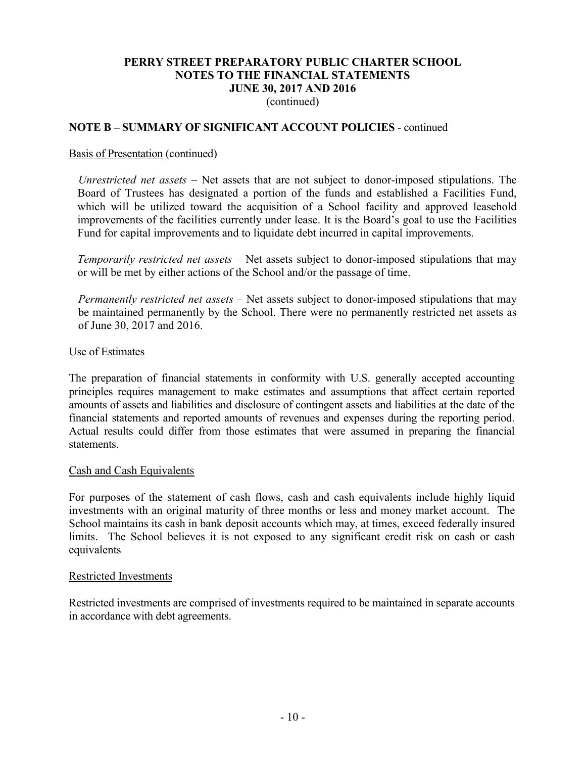# PERRY STREET PREPARATORY PUBLIC CHARTER SCHOOL
# NOTES TO THE FINANCIAL STATEMENTS
# JUNE 30, 2017 AND 2016
(continued)

## NOTE B – SUMMARY OF SIGNIFICANT ACCOUNT POLICIES - continued

Basis of Presentation (continued)

*Unrestricted net assets* – Net assets that are not subject to donor-imposed stipulations. The Board of Trustees has designated a portion of the funds and established a Facilities Fund, which will be utilized toward the acquisition of a School facility and approved leasehold improvements of the facilities currently under lease. It is the Board's goal to use the Facilities Fund for capital improvements and to liquidate debt incurred in capital improvements.

*Temporarily restricted net assets* – Net assets subject to donor-imposed stipulations that may or will be met by either actions of the School and/or the passage of time.

*Permanently restricted net assets* – Net assets subject to donor-imposed stipulations that may be maintained permanently by the School. There were no permanently restricted net assets as of June 30, 2017 and 2016.

Use of Estimates

The preparation of financial statements in conformity with U.S. generally accepted accounting principles requires management to make estimates and assumptions that affect certain reported amounts of assets and liabilities and disclosure of contingent assets and liabilities at the date of the financial statements and reported amounts of revenues and expenses during the reporting period. Actual results could differ from those estimates that were assumed in preparing the financial statements.

Cash and Cash Equivalents

For purposes of the statement of cash flows, cash and cash equivalents include highly liquid investments with an original maturity of three months or less and money market account. The School maintains its cash in bank deposit accounts which may, at times, exceed federally insured limits. The School believes it is not exposed to any significant credit risk on cash or cash equivalents

Restricted Investments

Restricted investments are comprised of investments required to be maintained in separate accounts in accordance with debt agreements.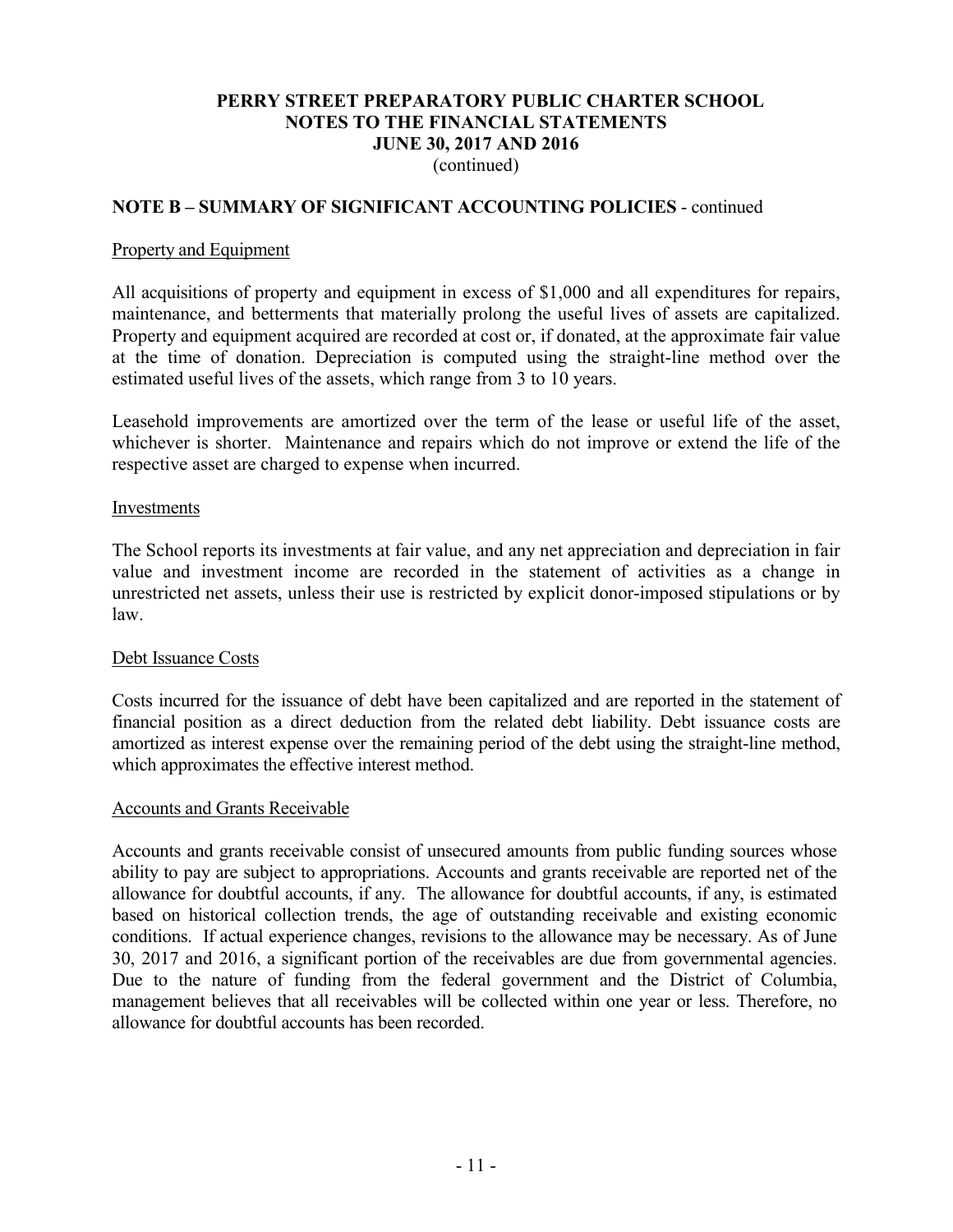# PERRY STREET PREPARATORY PUBLIC CHARTER SCHOOL
## NOTES TO THE FINANCIAL STATEMENTS
## JUNE 30, 2017 AND 2016
(continued)

### NOTE B – SUMMARY OF SIGNIFICANT ACCOUNTING POLICIES - continued

Property and Equipment

All acquisitions of property and equipment in excess of $1,000 and all expenditures for repairs, maintenance, and betterments that materially prolong the useful lives of assets are capitalized. Property and equipment acquired are recorded at cost or, if donated, at the approximate fair value at the time of donation. Depreciation is computed using the straight-line method over the estimated useful lives of the assets, which range from 3 to 10 years.

Leasehold improvements are amortized over the term of the lease or useful life of the asset, whichever is shorter. Maintenance and repairs which do not improve or extend the life of the respective asset are charged to expense when incurred.

Investments

The School reports its investments at fair value, and any net appreciation and depreciation in fair value and investment income are recorded in the statement of activities as a change in unrestricted net assets, unless their use is restricted by explicit donor-imposed stipulations or by law.

Debt Issuance Costs

Costs incurred for the issuance of debt have been capitalized and are reported in the statement of financial position as a direct deduction from the related debt liability. Debt issuance costs are amortized as interest expense over the remaining period of the debt using the straight-line method, which approximates the effective interest method.

Accounts and Grants Receivable

Accounts and grants receivable consist of unsecured amounts from public funding sources whose ability to pay are subject to appropriations. Accounts and grants receivable are reported net of the allowance for doubtful accounts, if any. The allowance for doubtful accounts, if any, is estimated based on historical collection trends, the age of outstanding receivable and existing economic conditions. If actual experience changes, revisions to the allowance may be necessary. As of June 30, 2017 and 2016, a significant portion of the receivables are due from governmental agencies. Due to the nature of funding from the federal government and the District of Columbia, management believes that all receivables will be collected within one year or less. Therefore, no allowance for doubtful accounts has been recorded.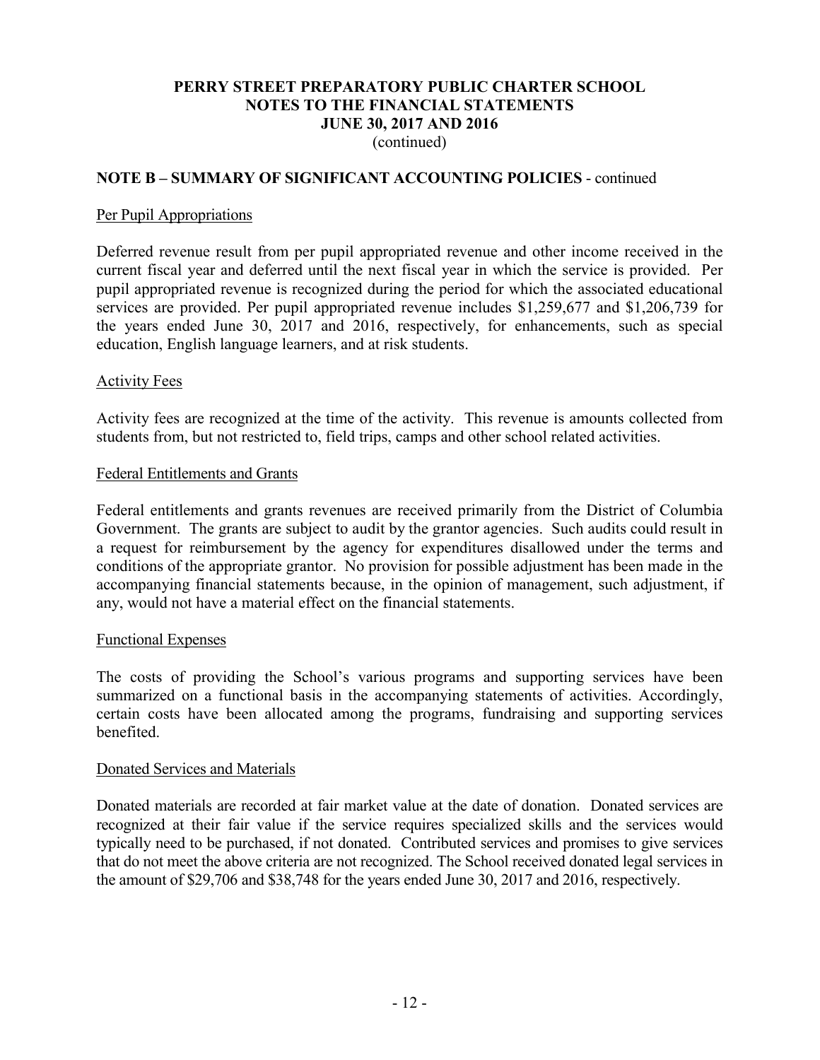# PERRY STREET PREPARATORY PUBLIC CHARTER SCHOOL
## NOTES TO THE FINANCIAL STATEMENTS
## JUNE 30, 2017 AND 2016
(continued)

### NOTE B – SUMMARY OF SIGNIFICANT ACCOUNTING POLICIES - continued

Per Pupil Appropriations

Deferred revenue result from per pupil appropriated revenue and other income received in the current fiscal year and deferred until the next fiscal year in which the service is provided. Per pupil appropriated revenue is recognized during the period for which the associated educational services are provided. Per pupil appropriated revenue includes $1,259,677 and $1,206,739 for the years ended June 30, 2017 and 2016, respectively, for enhancements, such as special education, English language learners, and at risk students.

Activity Fees

Activity fees are recognized at the time of the activity. This revenue is amounts collected from students from, but not restricted to, field trips, camps and other school related activities.

Federal Entitlements and Grants

Federal entitlements and grants revenues are received primarily from the District of Columbia Government. The grants are subject to audit by the grantor agencies. Such audits could result in a request for reimbursement by the agency for expenditures disallowed under the terms and conditions of the appropriate grantor. No provision for possible adjustment has been made in the accompanying financial statements because, in the opinion of management, such adjustment, if any, would not have a material effect on the financial statements.

Functional Expenses

The costs of providing the School's various programs and supporting services have been summarized on a functional basis in the accompanying statements of activities. Accordingly, certain costs have been allocated among the programs, fundraising and supporting services benefited.

Donated Services and Materials

Donated materials are recorded at fair market value at the date of donation. Donated services are recognized at their fair value if the service requires specialized skills and the services would typically need to be purchased, if not donated. Contributed services and promises to give services that do not meet the above criteria are not recognized. The School received donated legal services in the amount of $29,706 and $38,748 for the years ended June 30, 2017 and 2016, respectively.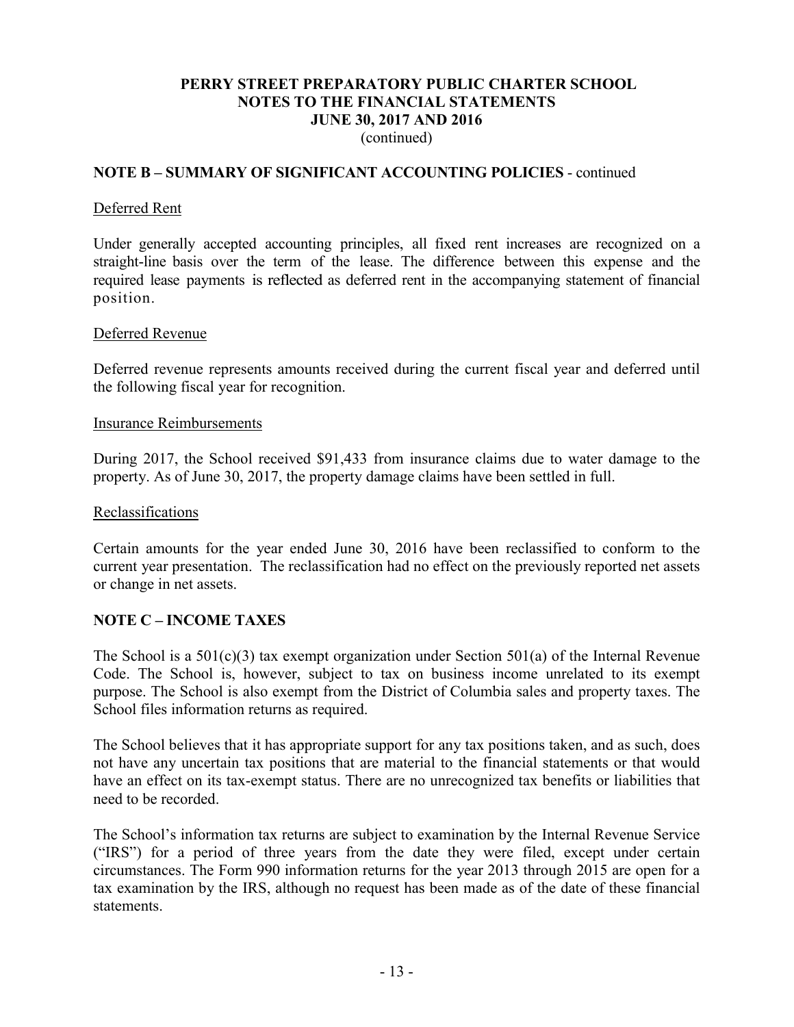## NOTE B – SUMMARY OF SIGNIFICANT ACCOUNTING POLICIES - continued

Deferred Rent

Under generally accepted accounting principles, all fixed rent increases are recognized on a straight-line basis over the term of the lease. The difference between this expense and the required lease payments is reflected as deferred rent in the accompanying statement of financial position.

Deferred Revenue

Deferred revenue represents amounts received during the current fiscal year and deferred until the following fiscal year for recognition.

Insurance Reimbursements

During 2017, the School received $91,433 from insurance claims due to water damage to the property. As of June 30, 2017, the property damage claims have been settled in full.

Reclassifications

Certain amounts for the year ended June 30, 2016 have been reclassified to conform to the current year presentation. The reclassification had no effect on the previously reported net assets or change in net assets.

## NOTE C – INCOME TAXES

The School is a 501(c)(3) tax exempt organization under Section 501(a) of the Internal Revenue Code. The School is, however, subject to tax on business income unrelated to its exempt purpose. The School is also exempt from the District of Columbia sales and property taxes. The School files information returns as required.

The School believes that it has appropriate support for any tax positions taken, and as such, does not have any uncertain tax positions that are material to the financial statements or that would have an effect on its tax-exempt status. There are no unrecognized tax benefits or liabilities that need to be recorded.

The School's information tax returns are subject to examination by the Internal Revenue Service ("IRS") for a period of three years from the date they were filed, except under certain circumstances. The Form 990 information returns for the year 2013 through 2015 are open for a tax examination by the IRS, although no request has been made as of the date of these financial statements.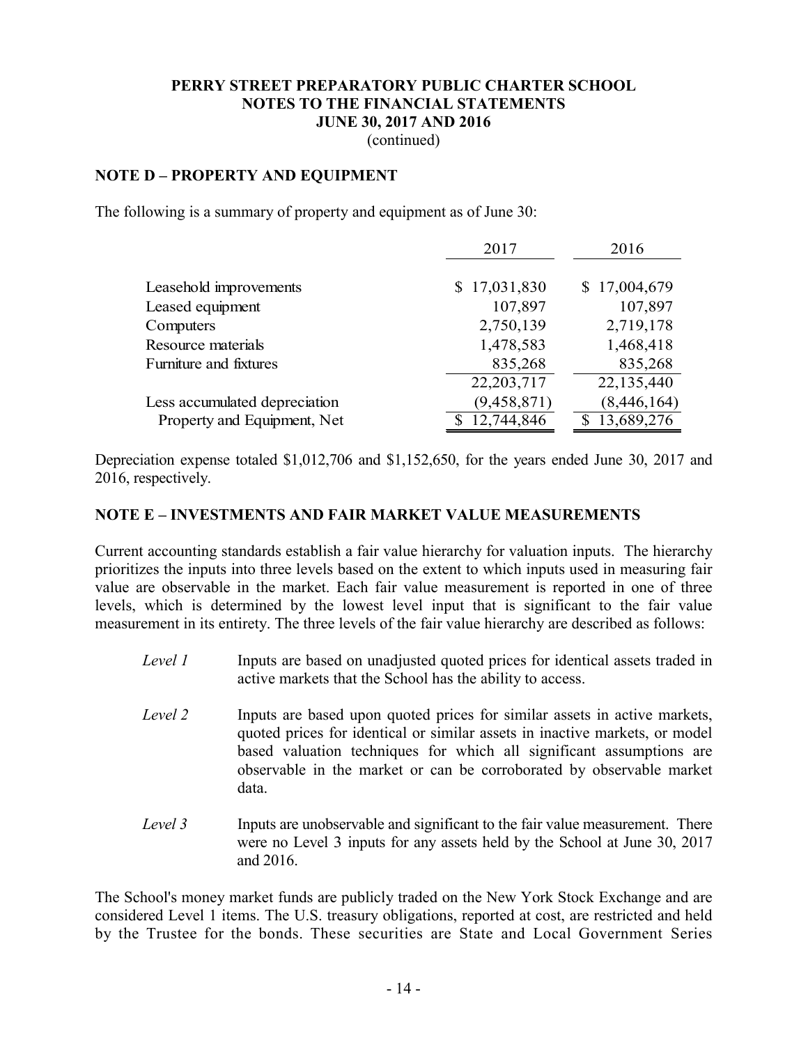# PERRY STREET PREPARATORY PUBLIC CHARTER SCHOOL
## NOTES TO THE FINANCIAL STATEMENTS
## JUNE 30, 2017 AND 2016
(continued)

## NOTE D – PROPERTY AND EQUIPMENT

The following is a summary of property and equipment as of June 30:

| | 2017 | 2016 |
|---|---|---|
| Leasehold improvements | $ 17,031,830 | $ 17,004,679 |
| Leased equipment | 107,897 | 107,897 |
| Computers | 2,750,139 | 2,719,178 |
| Resource materials | 1,478,583 | 1,468,418 |
| Furniture and fixtures | 835,268 | 835,268 |
| | 22,203,717 | 22,135,440 |
| Less accumulated depreciation | (9,458,871) | (8,446,164) |
| Property and Equipment, Net | $ 12,744,846 | $ 13,689,276 |

Depreciation expense totaled $1,012,706 and $1,152,650, for the years ended June 30, 2017 and 2016, respectively.

## NOTE E – INVESTMENTS AND FAIR MARKET VALUE MEASUREMENTS

Current accounting standards establish a fair value hierarchy for valuation inputs. The hierarchy prioritizes the inputs into three levels based on the extent to which inputs used in measuring fair value are observable in the market. Each fair value measurement is reported in one of three levels, which is determined by the lowest level input that is significant to the fair value measurement in its entirety. The three levels of the fair value hierarchy are described as follows:

*Level 1* Inputs are based on unadjusted quoted prices for identical assets traded in active markets that the School has the ability to access.

*Level 2* Inputs are based upon quoted prices for similar assets in active markets, quoted prices for identical or similar assets in inactive markets, or model based valuation techniques for which all significant assumptions are observable in the market or can be corroborated by observable market data.

*Level 3* Inputs are unobservable and significant to the fair value measurement. There were no Level 3 inputs for any assets held by the School at June 30, 2017 and 2016.

The School's money market funds are publicly traded on the New York Stock Exchange and are considered Level 1 items. The U.S. treasury obligations, reported at cost, are restricted and held by the Trustee for the bonds. These securities are State and Local Government Series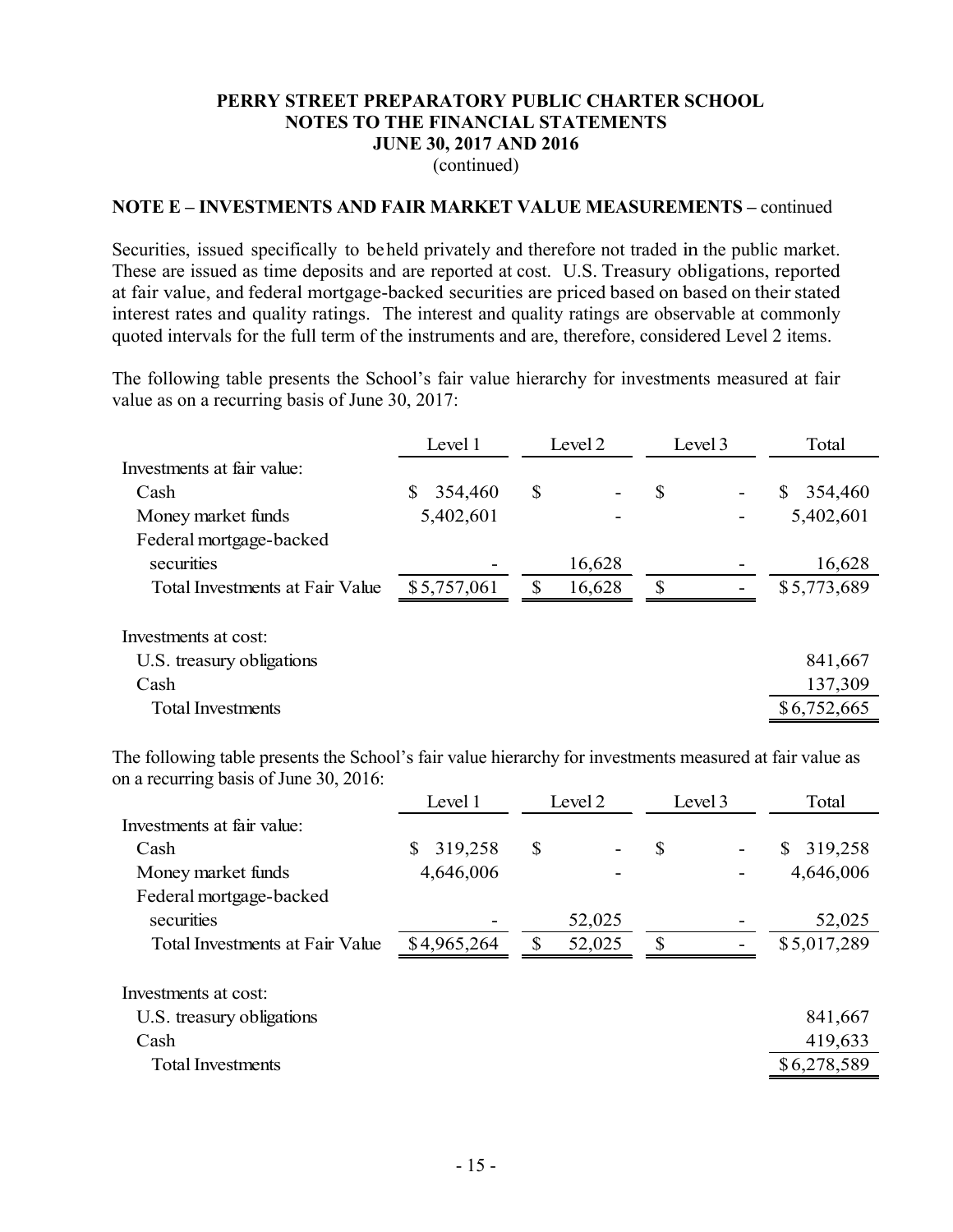**PERRY STREET PREPARATORY PUBLIC CHARTER SCHOOL**
**NOTES TO THE FINANCIAL STATEMENTS**
**JUNE 30, 2017 AND 2016**
(continued)

**NOTE E – INVESTMENTS AND FAIR MARKET VALUE MEASUREMENTS –** continued

Securities, issued specifically to be held privately and therefore not traded in the public market. These are issued as time deposits and are reported at cost. U.S. Treasury obligations, reported at fair value, and federal mortgage-backed securities are priced based on based on their stated interest rates and quality ratings. The interest and quality ratings are observable at commonly quoted intervals for the full term of the instruments and are, therefore, considered Level 2 items.

The following table presents the School's fair value hierarchy for investments measured at fair value as on a recurring basis of June 30, 2017:

| | Level 1 | Level 2 | Level 3 | Total |
|---|---|---|---|---|
| Investments at fair value: | | | | |
| Cash | $ 354,460 | $ - | $ - | $ 354,460 |
| Money market funds | 5,402,601 | - | - | 5,402,601 |
| Federal mortgage-backed securities | - | 16,628 | - | 16,628 |
| Total Investments at Fair Value | $5,757,061 | $ 16,628 | $ - | $5,773,689 |
| | | | | |
| Investments at cost: | | | | |
| U.S. treasury obligations | | | | 841,667 |
| Cash | | | | 137,309 |
| Total Investments | | | | $6,752,665 |

The following table presents the School's fair value hierarchy for investments measured at fair value as on a recurring basis of June 30, 2016:

| | Level 1 | Level 2 | Level 3 | Total |
|---|---|---|---|---|
| Investments at fair value: | | | | |
| Cash | $ 319,258 | $ - | $ - | $ 319,258 |
| Money market funds | 4,646,006 | - | - | 4,646,006 |
| Federal mortgage-backed securities | - | 52,025 | - | 52,025 |
| Total Investments at Fair Value | $4,965,264 | $ 52,025 | $ - | $5,017,289 |
| | | | | |
| Investments at cost: | | | | |
| U.S. treasury obligations | | | | 841,667 |
| Cash | | | | 419,633 |
| Total Investments | | | | $6,278,589 |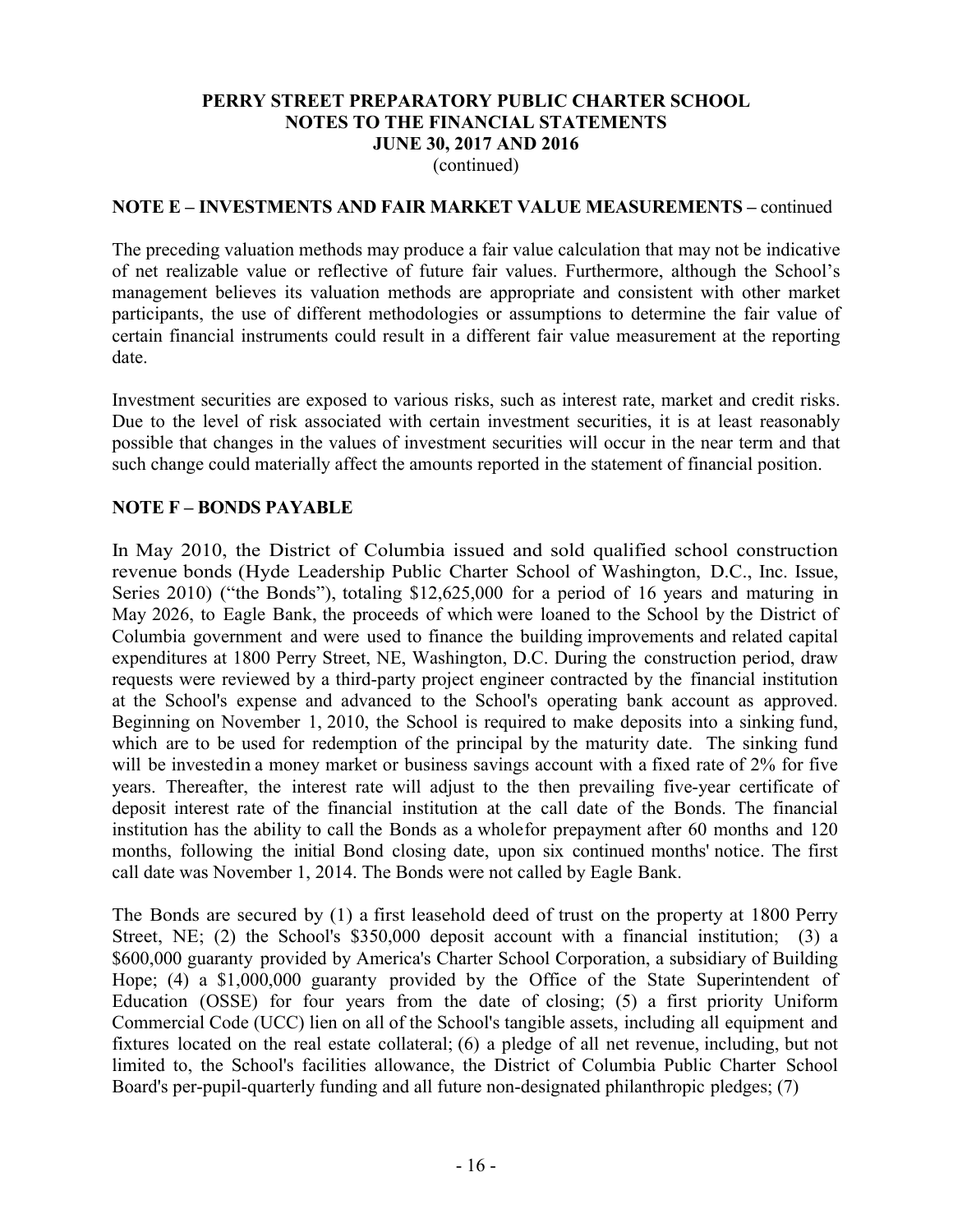**PERRY STREET PREPARATORY PUBLIC CHARTER SCHOOL**
**NOTES TO THE FINANCIAL STATEMENTS**
**JUNE 30, 2017 AND 2016**
(continued)

**NOTE E – INVESTMENTS AND FAIR MARKET VALUE MEASUREMENTS –** continued

The preceding valuation methods may produce a fair value calculation that may not be indicative of net realizable value or reflective of future fair values. Furthermore, although the School's management believes its valuation methods are appropriate and consistent with other market participants, the use of different methodologies or assumptions to determine the fair value of certain financial instruments could result in a different fair value measurement at the reporting date.

Investment securities are exposed to various risks, such as interest rate, market and credit risks. Due to the level of risk associated with certain investment securities, it is at least reasonably possible that changes in the values of investment securities will occur in the near term and that such change could materially affect the amounts reported in the statement of financial position.

**NOTE F – BONDS PAYABLE**

In May 2010, the District of Columbia issued and sold qualified school construction revenue bonds (Hyde Leadership Public Charter School of Washington, D.C., Inc. Issue, Series 2010) ("the Bonds"), totaling $12,625,000 for a period of 16 years and maturing in May 2026, to Eagle Bank, the proceeds of which were loaned to the School by the District of Columbia government and were used to finance the building improvements and related capital expenditures at 1800 Perry Street, NE, Washington, D.C. During the construction period, draw requests were reviewed by a third-party project engineer contracted by the financial institution at the School's expense and advanced to the School's operating bank account as approved. Beginning on November 1, 2010, the School is required to make deposits into a sinking fund, which are to be used for redemption of the principal by the maturity date. The sinking fund will be investedin a money market or business savings account with a fixed rate of 2% for five years. Thereafter, the interest rate will adjust to the then prevailing five-year certificate of deposit interest rate of the financial institution at the call date of the Bonds. The financial institution has the ability to call the Bonds as a wholefor prepayment after 60 months and 120 months, following the initial Bond closing date, upon six continued months' notice. The first call date was November 1, 2014. The Bonds were not called by Eagle Bank.

The Bonds are secured by (1) a first leasehold deed of trust on the property at 1800 Perry Street, NE; (2) the School's $350,000 deposit account with a financial institution; (3) a $600,000 guaranty provided by America's Charter School Corporation, a subsidiary of Building Hope; (4) a $1,000,000 guaranty provided by the Office of the State Superintendent of Education (OSSE) for four years from the date of closing; (5) a first priority Uniform Commercial Code (UCC) lien on all of the School's tangible assets, including all equipment and fixtures located on the real estate collateral; (6) a pledge of all net revenue, including, but not limited to, the School's facilities allowance, the District of Columbia Public Charter School Board's per-pupil-quarterly funding and all future non-designated philanthropic pledges; (7)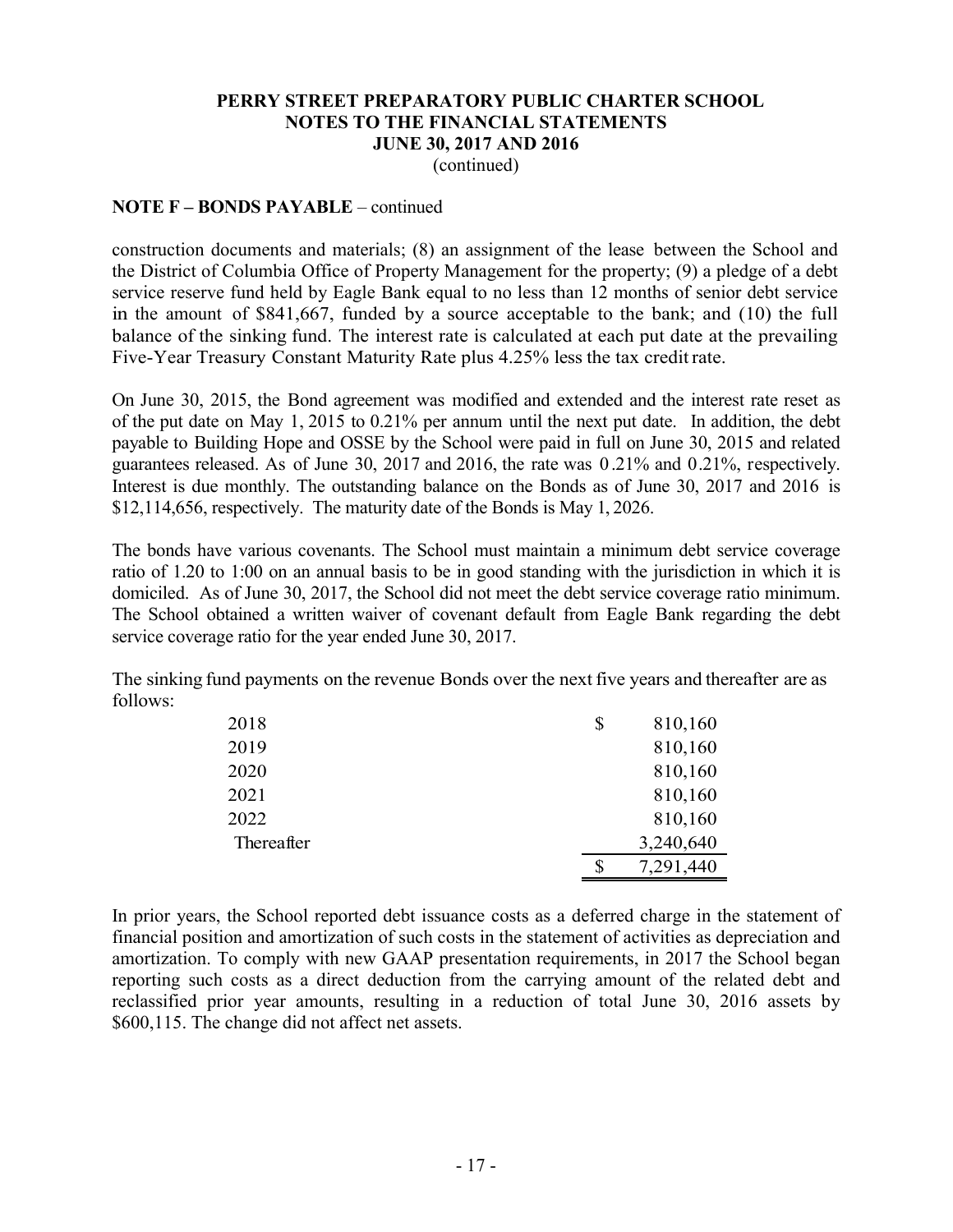**PERRY STREET PREPARATORY PUBLIC CHARTER SCHOOL**
**NOTES TO THE FINANCIAL STATEMENTS**
**JUNE 30, 2017 AND 2016**
(continued)

**NOTE F – BONDS PAYABLE** – continued

construction documents and materials; (8) an assignment of the lease between the School and the District of Columbia Office of Property Management for the property; (9) a pledge of a debt service reserve fund held by Eagle Bank equal to no less than 12 months of senior debt service in the amount of $841,667, funded by a source acceptable to the bank; and (10) the full balance of the sinking fund. The interest rate is calculated at each put date at the prevailing Five-Year Treasury Constant Maturity Rate plus 4.25% less the tax credit rate.

On June 30, 2015, the Bond agreement was modified and extended and the interest rate reset as of the put date on May 1, 2015 to 0.21% per annum until the next put date. In addition, the debt payable to Building Hope and OSSE by the School were paid in full on June 30, 2015 and related guarantees released. As of June 30, 2017 and 2016, the rate was 0.21% and 0.21%, respectively. Interest is due monthly. The outstanding balance on the Bonds as of June 30, 2017 and 2016 is $12,114,656, respectively. The maturity date of the Bonds is May 1, 2026.

The bonds have various covenants. The School must maintain a minimum debt service coverage ratio of 1.20 to 1:00 on an annual basis to be in good standing with the jurisdiction in which it is domiciled. As of June 30, 2017, the School did not meet the debt service coverage ratio minimum. The School obtained a written waiver of covenant default from Eagle Bank regarding the debt service coverage ratio for the year ended June 30, 2017.

The sinking fund payments on the revenue Bonds over the next five years and thereafter are as follows:

| | |
|---|---|
| 2018 | $ 810,160 |
| 2019 | 810,160 |
| 2020 | 810,160 |
| 2021 | 810,160 |
| 2022 | 810,160 |
| Thereafter | 3,240,640 |
| | $ 7,291,440 |

In prior years, the School reported debt issuance costs as a deferred charge in the statement of financial position and amortization of such costs in the statement of activities as depreciation and amortization. To comply with new GAAP presentation requirements, in 2017 the School began reporting such costs as a direct deduction from the carrying amount of the related debt and reclassified prior year amounts, resulting in a reduction of total June 30, 2016 assets by $600,115. The change did not affect net assets.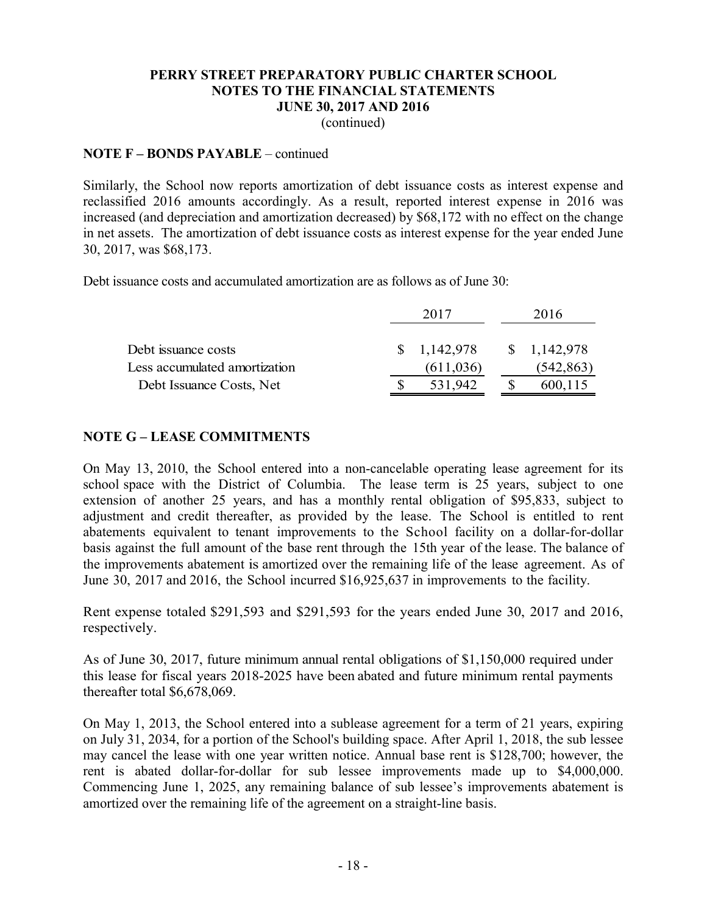**PERRY STREET PREPARATORY PUBLIC CHARTER SCHOOL**
**NOTES TO THE FINANCIAL STATEMENTS**
**JUNE 30, 2017 AND 2016**
(continued)

**NOTE F – BONDS PAYABLE** – continued

Similarly, the School now reports amortization of debt issuance costs as interest expense and reclassified 2016 amounts accordingly. As a result, reported interest expense in 2016 was increased (and depreciation and amortization decreased) by $68,172 with no effect on the change in net assets. The amortization of debt issuance costs as interest expense for the year ended June 30, 2017, was $68,173.

Debt issuance costs and accumulated amortization are as follows as of June 30:

| | 2017 | 2016 |
|---|---|---|
| Debt issuance costs | $ 1,142,978 | $ 1,142,978 |
| Less accumulated amortization | (611,036) | (542,863) |
| Debt Issuance Costs, Net | $ 531,942 | $ 600,115 |

**NOTE G – LEASE COMMITMENTS**

On May 13, 2010, the School entered into a non-cancelable operating lease agreement for its school space with the District of Columbia. The lease term is 25 years, subject to one extension of another 25 years, and has a monthly rental obligation of $95,833, subject to adjustment and credit thereafter, as provided by the lease. The School is entitled to rent abatements equivalent to tenant improvements to the School facility on a dollar-for-dollar basis against the full amount of the base rent through the 15th year of the lease. The balance of the improvements abatement is amortized over the remaining life of the lease agreement. As of June 30, 2017 and 2016, the School incurred $16,925,637 in improvements to the facility.

Rent expense totaled $291,593 and $291,593 for the years ended June 30, 2017 and 2016, respectively.

As of June 30, 2017, future minimum annual rental obligations of $1,150,000 required under this lease for fiscal years 2018-2025 have been abated and future minimum rental payments thereafter total $6,678,069.

On May 1, 2013, the School entered into a sublease agreement for a term of 21 years, expiring on July 31, 2034, for a portion of the School's building space. After April 1, 2018, the sub lessee may cancel the lease with one year written notice. Annual base rent is $128,700; however, the rent is abated dollar-for-dollar for sub lessee improvements made up to $4,000,000. Commencing June 1, 2025, any remaining balance of sub lessee's improvements abatement is amortized over the remaining life of the agreement on a straight-line basis.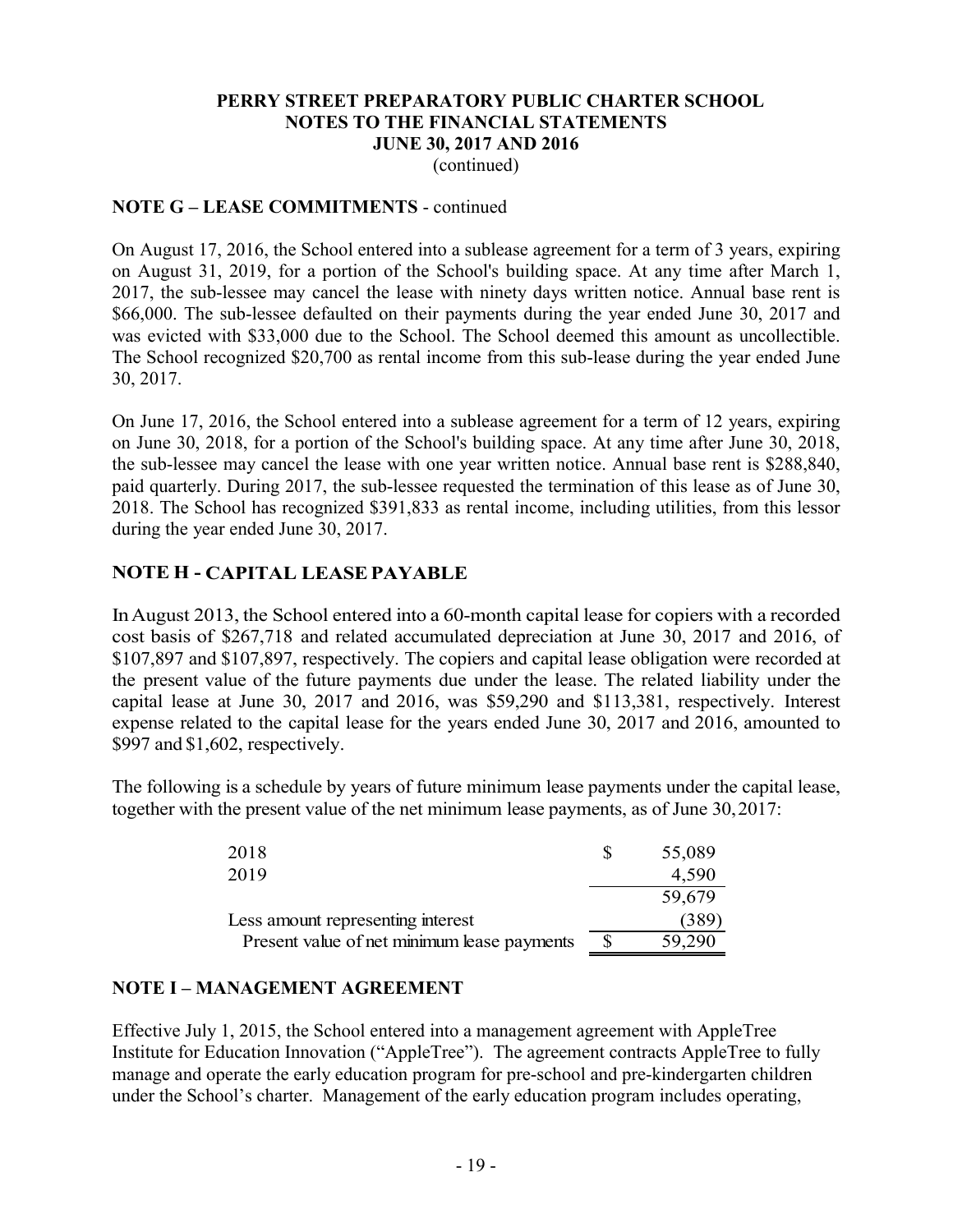**PERRY STREET PREPARATORY PUBLIC CHARTER SCHOOL**
**NOTES TO THE FINANCIAL STATEMENTS**
**JUNE 30, 2017 AND 2016**
(continued)

**NOTE G – LEASE COMMITMENTS** - continued

On August 17, 2016, the School entered into a sublease agreement for a term of 3 years, expiring on August 31, 2019, for a portion of the School's building space. At any time after March 1, 2017, the sub-lessee may cancel the lease with ninety days written notice. Annual base rent is $66,000. The sub-lessee defaulted on their payments during the year ended June 30, 2017 and was evicted with $33,000 due to the School. The School deemed this amount as uncollectible. The School recognized $20,700 as rental income from this sub-lease during the year ended June 30, 2017.

On June 17, 2016, the School entered into a sublease agreement for a term of 12 years, expiring on June 30, 2018, for a portion of the School's building space. At any time after June 30, 2018, the sub-lessee may cancel the lease with one year written notice. Annual base rent is $288,840, paid quarterly. During 2017, the sub-lessee requested the termination of this lease as of June 30, 2018. The School has recognized $391,833 as rental income, including utilities, from this lessor during the year ended June 30, 2017.

## NOTE H - CAPITAL LEASE PAYABLE

In August 2013, the School entered into a 60-month capital lease for copiers with a recorded cost basis of $267,718 and related accumulated depreciation at June 30, 2017 and 2016, of $107,897 and $107,897, respectively. The copiers and capital lease obligation were recorded at the present value of the future payments due under the lease. The related liability under the capital lease at June 30, 2017 and 2016, was $59,290 and $113,381, respectively. Interest expense related to the capital lease for the years ended June 30, 2017 and 2016, amounted to $997 and $1,602, respectively.

The following is a schedule by years of future minimum lease payments under the capital lease, together with the present value of the net minimum lease payments, as of June 30, 2017:

| | |
|---|---|
| 2018 | $ 55,089 |
| 2019 | 4,590 |
| | 59,679 |
| Less amount representing interest | (389) |
| Present value of net minimum lease payments | $ 59,290 |

**NOTE I – MANAGEMENT AGREEMENT**

Effective July 1, 2015, the School entered into a management agreement with AppleTree Institute for Education Innovation ("AppleTree"). The agreement contracts AppleTree to fully manage and operate the early education program for pre-school and pre-kindergarten children under the School's charter. Management of the early education program includes operating,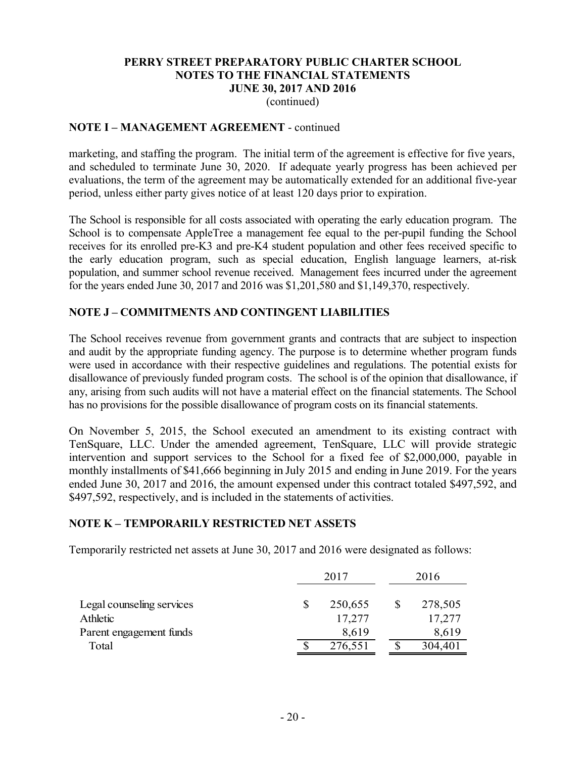**PERRY STREET PREPARATORY PUBLIC CHARTER SCHOOL**
**NOTES TO THE FINANCIAL STATEMENTS**
**JUNE 30, 2017 AND 2016**
(continued)

## NOTE I – MANAGEMENT AGREEMENT - continued

marketing, and staffing the program. The initial term of the agreement is effective for five years, and scheduled to terminate June 30, 2020. If adequate yearly progress has been achieved per evaluations, the term of the agreement may be automatically extended for an additional five-year period, unless either party gives notice of at least 120 days prior to expiration.

The School is responsible for all costs associated with operating the early education program. The School is to compensate AppleTree a management fee equal to the per-pupil funding the School receives for its enrolled pre-K3 and pre-K4 student population and other fees received specific to the early education program, such as special education, English language learners, at-risk population, and summer school revenue received. Management fees incurred under the agreement for the years ended June 30, 2017 and 2016 was $1,201,580 and $1,149,370, respectively.

## NOTE J – COMMITMENTS AND CONTINGENT LIABILITIES

The School receives revenue from government grants and contracts that are subject to inspection and audit by the appropriate funding agency. The purpose is to determine whether program funds were used in accordance with their respective guidelines and regulations. The potential exists for disallowance of previously funded program costs. The school is of the opinion that disallowance, if any, arising from such audits will not have a material effect on the financial statements. The School has no provisions for the possible disallowance of program costs on its financial statements.

On November 5, 2015, the School executed an amendment to its existing contract with TenSquare, LLC. Under the amended agreement, TenSquare, LLC will provide strategic intervention and support services to the School for a fixed fee of $2,000,000, payable in monthly installments of $41,666 beginning in July 2015 and ending in June 2019. For the years ended June 30, 2017 and 2016, the amount expensed under this contract totaled $497,592, and $497,592, respectively, and is included in the statements of activities.

## NOTE K – TEMPORARILY RESTRICTED NET ASSETS

Temporarily restricted net assets at June 30, 2017 and 2016 were designated as follows:

| | 2017 | 2016 |
|---|---|---|
| Legal counseling services | $ 250,655 | $ 278,505 |
| Athletic | 17,277 | 17,277 |
| Parent engagement funds | 8,619 | 8,619 |
| Total | $ 276,551 | $ 304,401 |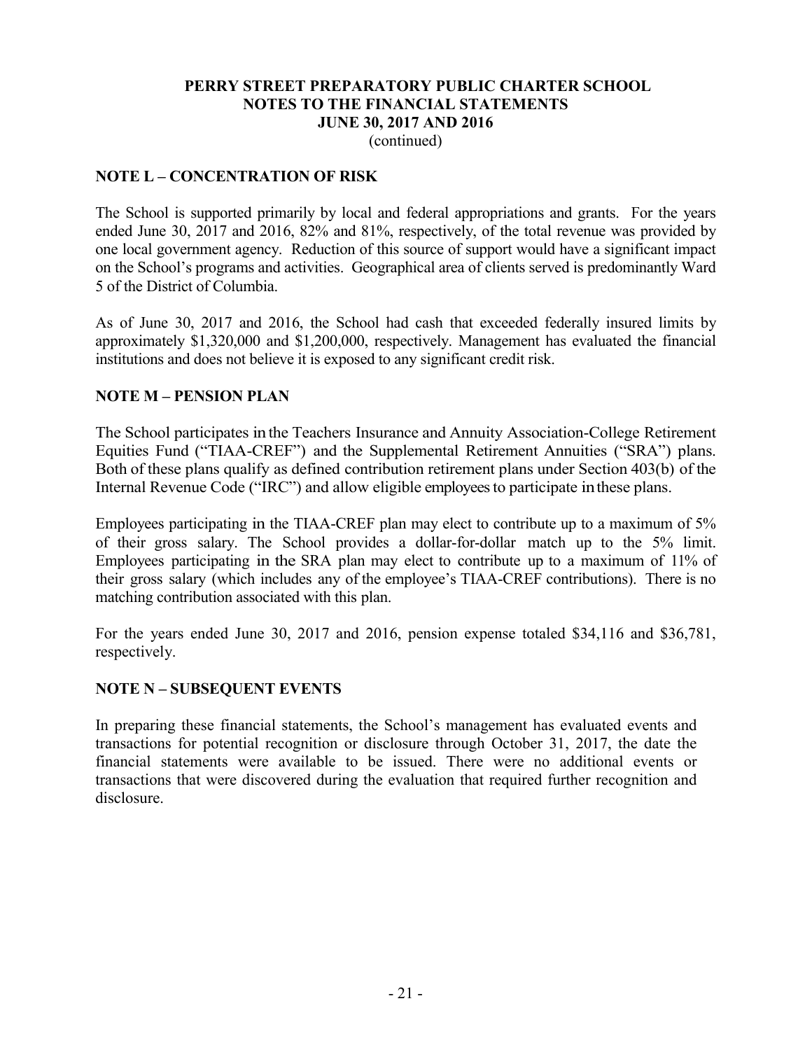**PERRY STREET PREPARATORY PUBLIC CHARTER SCHOOL**
**NOTES TO THE FINANCIAL STATEMENTS**
**JUNE 30, 2017 AND 2016**
(continued)

## NOTE L – CONCENTRATION OF RISK

The School is supported primarily by local and federal appropriations and grants. For the years ended June 30, 2017 and 2016, 82% and 81%, respectively, of the total revenue was provided by one local government agency. Reduction of this source of support would have a significant impact on the School's programs and activities. Geographical area of clients served is predominantly Ward 5 of the District of Columbia.

As of June 30, 2017 and 2016, the School had cash that exceeded federally insured limits by approximately $1,320,000 and $1,200,000, respectively. Management has evaluated the financial institutions and does not believe it is exposed to any significant credit risk.

## NOTE M – PENSION PLAN

The School participates in the Teachers Insurance and Annuity Association-College Retirement Equities Fund ("TIAA-CREF") and the Supplemental Retirement Annuities ("SRA") plans. Both of these plans qualify as defined contribution retirement plans under Section 403(b) of the Internal Revenue Code ("IRC") and allow eligible employees to participate in these plans.

Employees participating in the TIAA-CREF plan may elect to contribute up to a maximum of 5% of their gross salary. The School provides a dollar-for-dollar match up to the 5% limit. Employees participating in the SRA plan may elect to contribute up to a maximum of 11% of their gross salary (which includes any of the employee's TIAA-CREF contributions). There is no matching contribution associated with this plan.

For the years ended June 30, 2017 and 2016, pension expense totaled $34,116 and $36,781, respectively.

## NOTE N – SUBSEQUENT EVENTS

In preparing these financial statements, the School's management has evaluated events and transactions for potential recognition or disclosure through October 31, 2017, the date the financial statements were available to be issued. There were no additional events or transactions that were discovered during the evaluation that required further recognition and disclosure.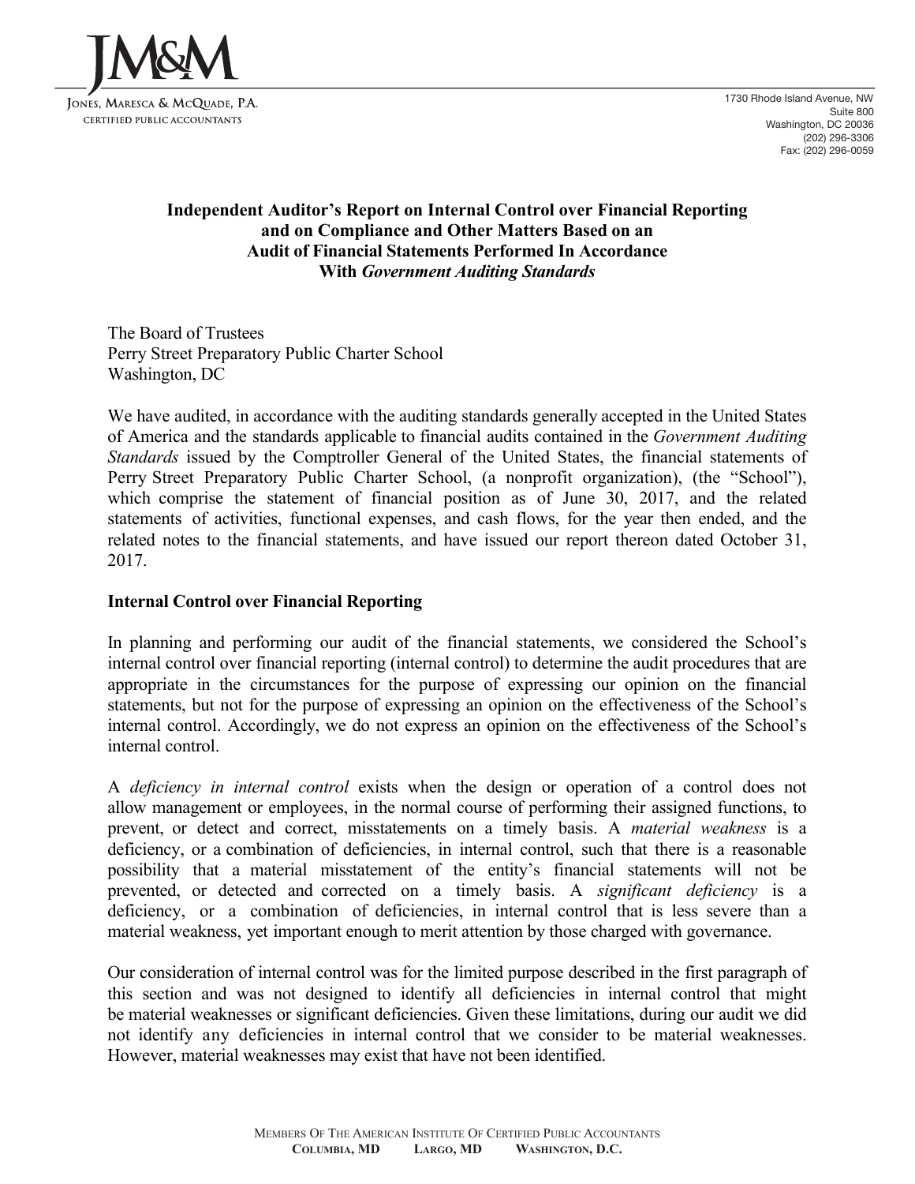JM&M

JONES, MARESCA & MCQUADE, P.A.
CERTIFIED PUBLIC ACCOUNTANTS

1730 Rhode Island Avenue, NW
Suite 800
Washington, DC 20036
(202) 296-3306
Fax: (202) 296-0059

## Independent Auditor's Report on Internal Control over Financial Reporting and on Compliance and Other Matters Based on an Audit of Financial Statements Performed In Accordance With *Government Auditing Standards*

The Board of Trustees
Perry Street Preparatory Public Charter School
Washington, DC

We have audited, in accordance with the auditing standards generally accepted in the United States of America and the standards applicable to financial audits contained in the *Government Auditing Standards* issued by the Comptroller General of the United States, the financial statements of Perry Street Preparatory Public Charter School, (a nonprofit organization), (the "School"), which comprise the statement of financial position as of June 30, 2017, and the related statements of activities, functional expenses, and cash flows, for the year then ended, and the related notes to the financial statements, and have issued our report thereon dated October 31, 2017.

### Internal Control over Financial Reporting

In planning and performing our audit of the financial statements, we considered the School's internal control over financial reporting (internal control) to determine the audit procedures that are appropriate in the circumstances for the purpose of expressing our opinion on the financial statements, but not for the purpose of expressing an opinion on the effectiveness of the School's internal control. Accordingly, we do not express an opinion on the effectiveness of the School's internal control.

A *deficiency in internal control* exists when the design or operation of a control does not allow management or employees, in the normal course of performing their assigned functions, to prevent, or detect and correct, misstatements on a timely basis. A *material weakness* is a deficiency, or a combination of deficiencies, in internal control, such that there is a reasonable possibility that a material misstatement of the entity's financial statements will not be prevented, or detected and corrected on a timely basis. A *significant deficiency* is a deficiency, or a combination of deficiencies, in internal control that is less severe than a material weakness, yet important enough to merit attention by those charged with governance.

Our consideration of internal control was for the limited purpose described in the first paragraph of this section and was not designed to identify all deficiencies in internal control that might be material weaknesses or significant deficiencies. Given these limitations, during our audit we did not identify any deficiencies in internal control that we consider to be material weaknesses. However, material weaknesses may exist that have not been identified.

MEMBERS OF THE AMERICAN INSTITUTE OF CERTIFIED PUBLIC ACCOUNTANTS
COLUMBIA, MD LARGO, MD WASHINGTON, D.C.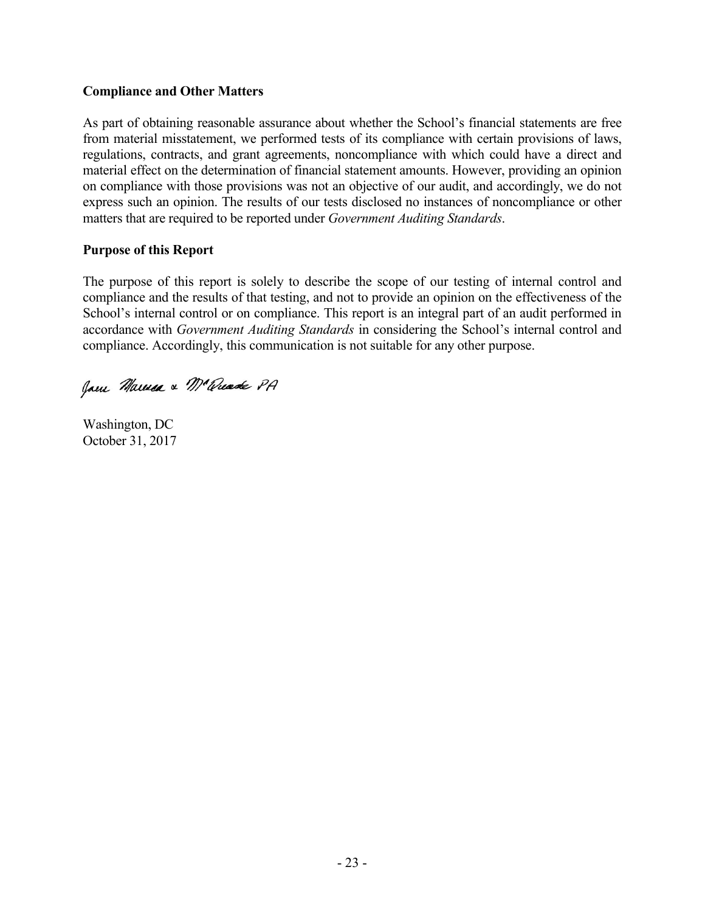### Compliance and Other Matters

As part of obtaining reasonable assurance about whether the School's financial statements are free from material misstatement, we performed tests of its compliance with certain provisions of laws, regulations, contracts, and grant agreements, noncompliance with which could have a direct and material effect on the determination of financial statement amounts. However, providing an opinion on compliance with those provisions was not an objective of our audit, and accordingly, we do not express such an opinion. The results of our tests disclosed no instances of noncompliance or other matters that are required to be reported under *Government Auditing Standards*.

### Purpose of this Report

The purpose of this report is solely to describe the scope of our testing of internal control and compliance and the results of that testing, and not to provide an opinion on the effectiveness of the School's internal control or on compliance. This report is an integral part of an audit performed in accordance with *Government Auditing Standards* in considering the School's internal control and compliance. Accordingly, this communication is not suitable for any other purpose.

Jann Marcea & McQuade PA

Washington, DC
October 31, 2017